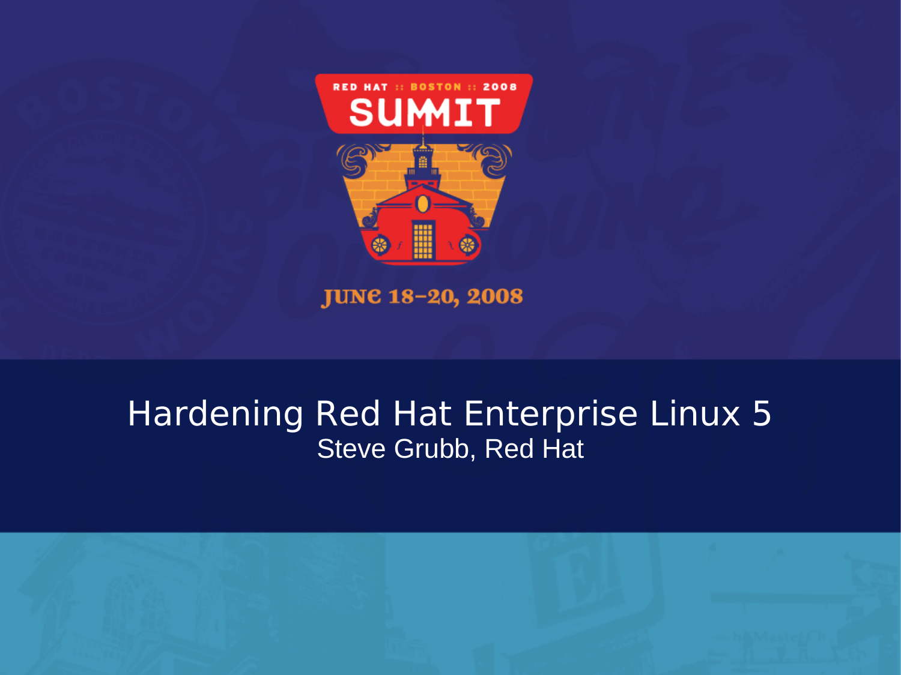RED HAT :: BOSTON :: 2008

SUMMIT

JUNE 18–20, 2008

# Hardening Red Hat Enterprise Linux 5

Steve Grubb, Red Hat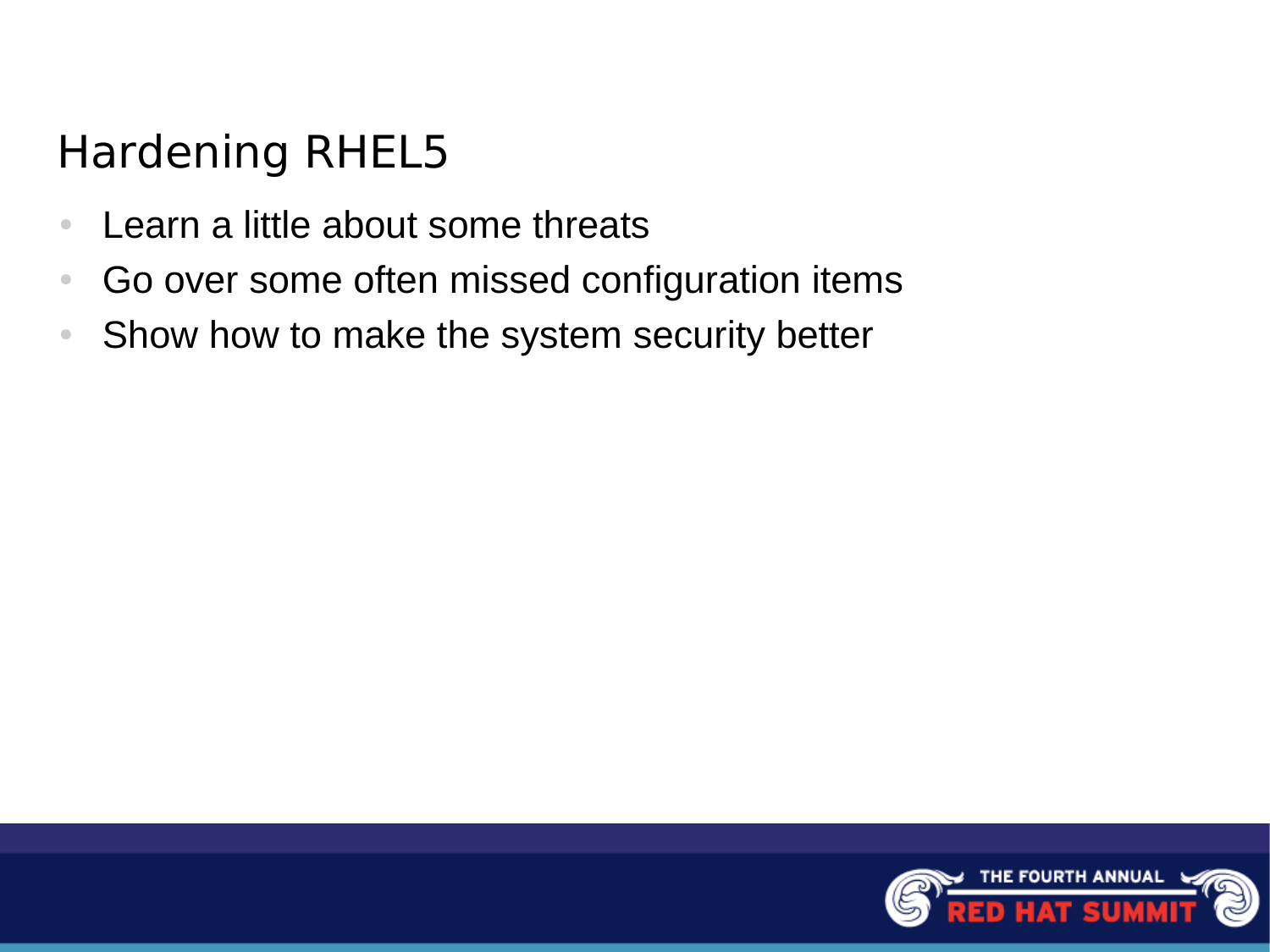# Hardening RHEL5

- Learn a little about some threats
- Go over some often missed configuration items
- Show how to make the system security better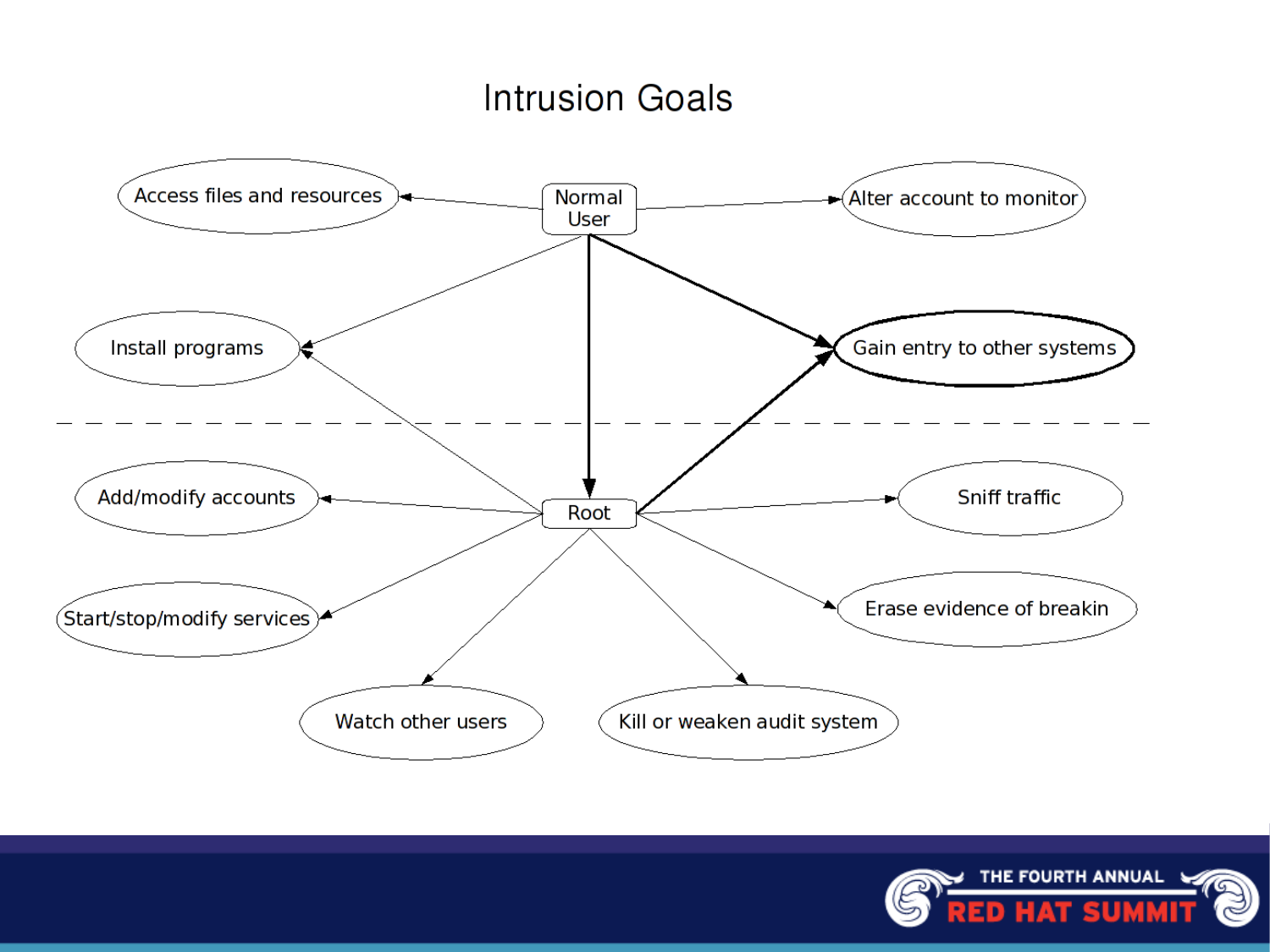# Intrusion Goals

- Normal User
  - Access files and resources
  - Alter account to monitor
  - Install programs
  - Gain entry to other systems
  - Root
- Root
  - Install programs
  - Gain entry to other systems
  - Add/modify accounts
  - Sniff traffic
  - Start/stop/modify services
  - Erase evidence of breakin
  - Watch other users
  - Kill or weaken audit system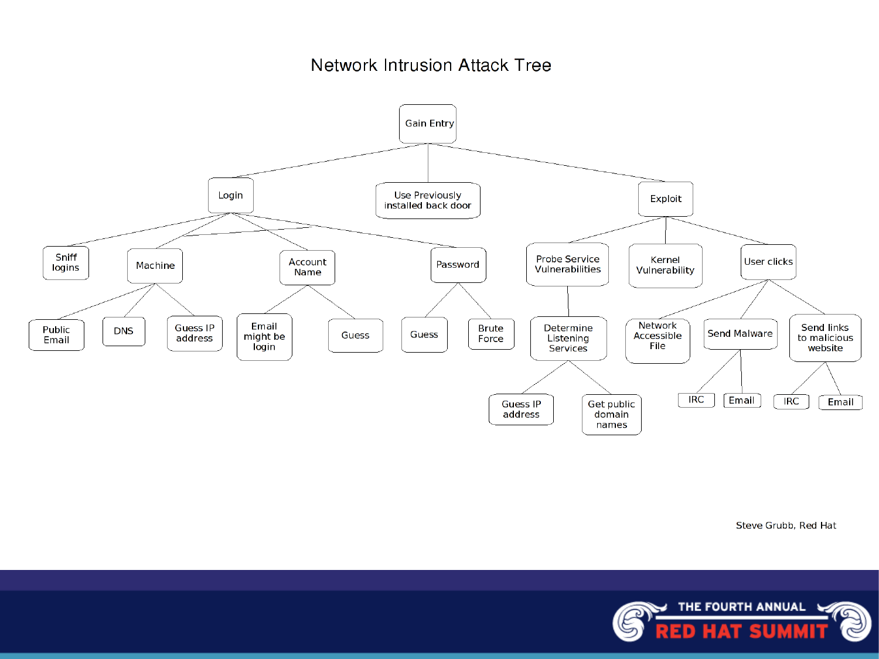# Network Intrusion Attack Tree

- Gain Entry
  - Login
    - Sniff logins
    - Machine
      - Public Email
      - DNS
      - Guess IP address
    - Account Name
      - Email might be login
      - Guess
    - Password
      - Guess
      - Brute Force
  - Use Previously installed back door
  - Exploit
    - Probe Service Vulnerabilities
      - Determine Listening Services
        - Guess IP address
        - Get public domain names
    - Kernel Vulnerability
    - User clicks
      - Network Accessible File
      - Send Malware
        - IRC
        - Email
      - Send links to malicious website
        - IRC
        - Email

Steve Grubb, Red Hat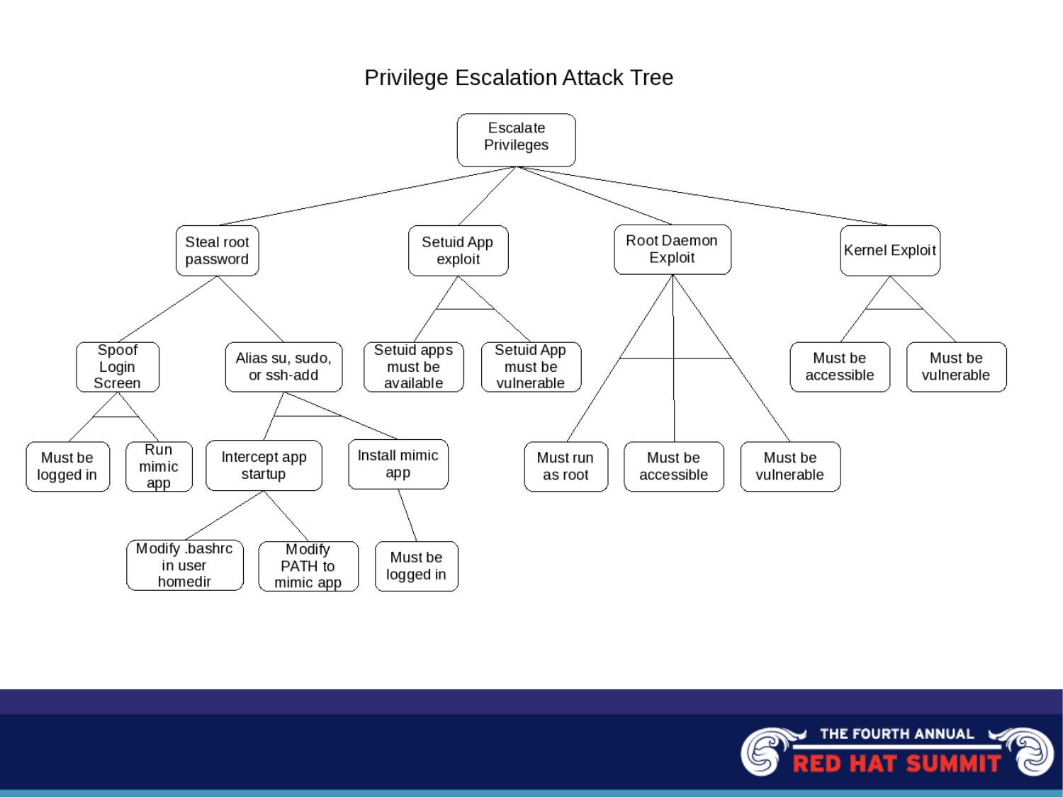# Privilege Escalation Attack Tree

- Escalate Privileges
  - Steal root password
    - Spoof Login Screen (AND)
      - Must be logged in
      - Run mimic app
    - Alias su, sudo, or ssh-add (AND)
      - Intercept app startup
        - Modify .bashrc in user homedir
        - Modify PATH to mimic app
      - Install mimic app
        - Must be logged in
  - Setuid App exploit (AND)
    - Setuid apps must be available
    - Setuid App must be vulnerable
  - Root Daemon Exploit (AND)
    - Must run as root
    - Must be accessible
    - Must be vulnerable
  - Kernel Exploit (AND)
    - Must be accessible
    - Must be vulnerable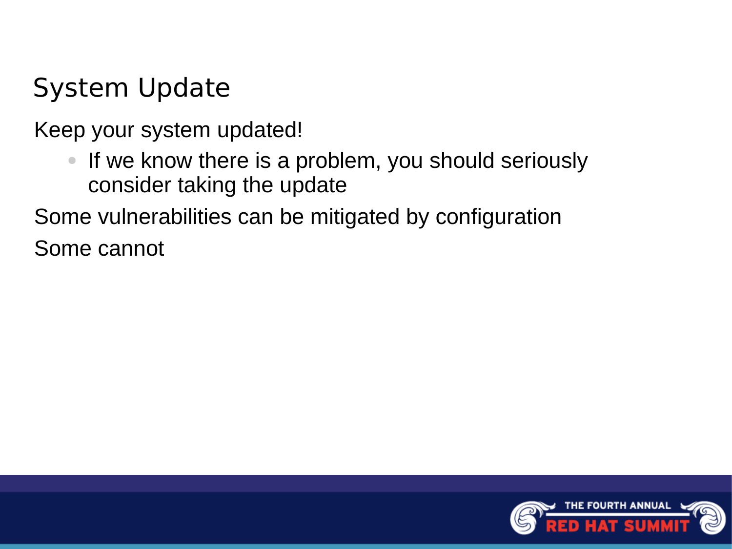# System Update

Keep your system updated!

- If we know there is a problem, you should seriously consider taking the update

Some vulnerabilities can be mitigated by configuration

Some cannot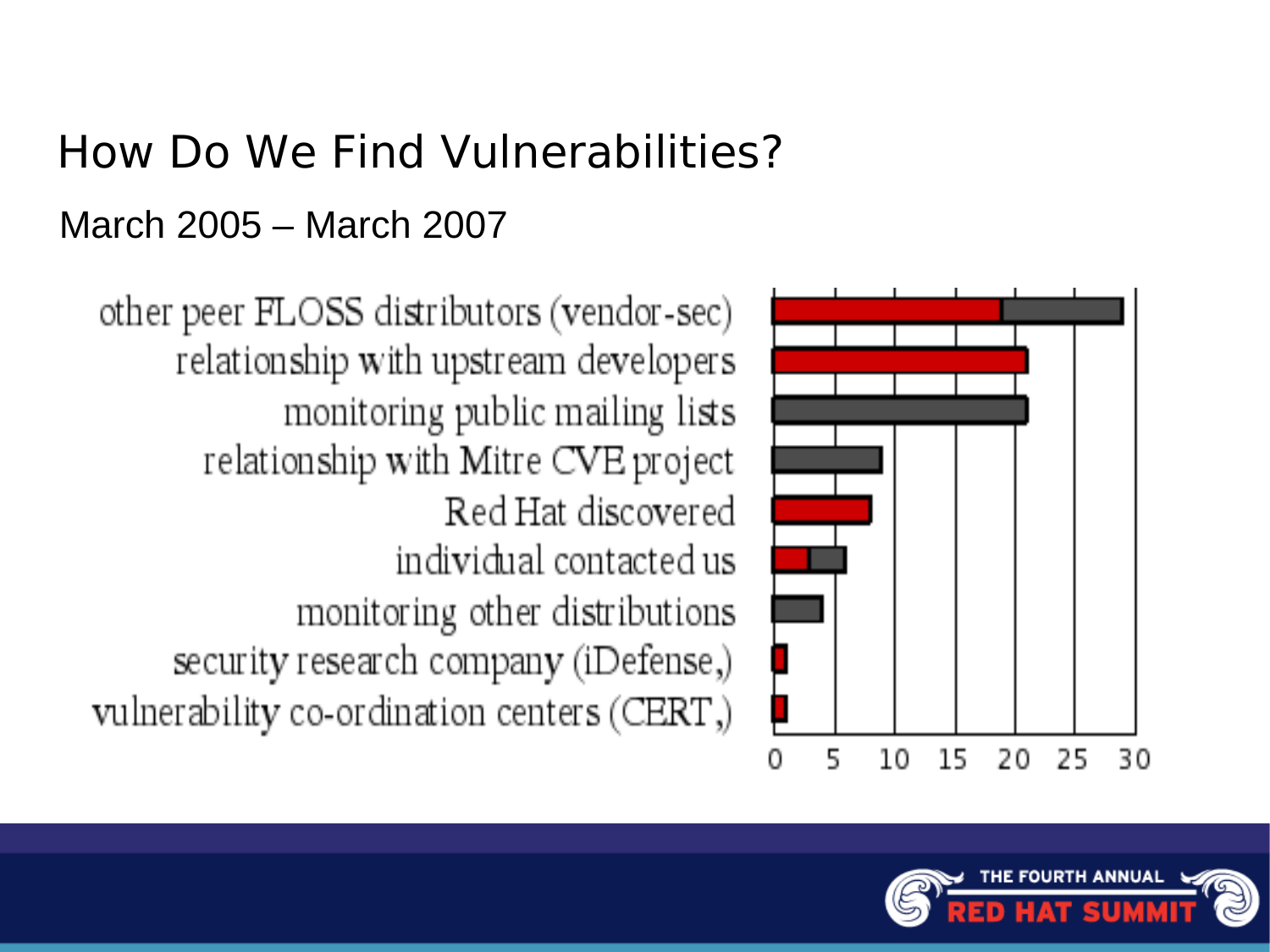# How Do We Find Vulnerabilities?

March 2005 – March 2007

- other peer FLOSS distributors (vendor-sec)
- relationship with upstream developers
- monitoring public mailing lists
- relationship with Mitre CVE project
- Red Hat discovered
- individual contacted us
- monitoring other distributions
- security research company (iDefense,)
- vulnerability co-ordination centers (CERT,)

0 5 10 15 20 25 30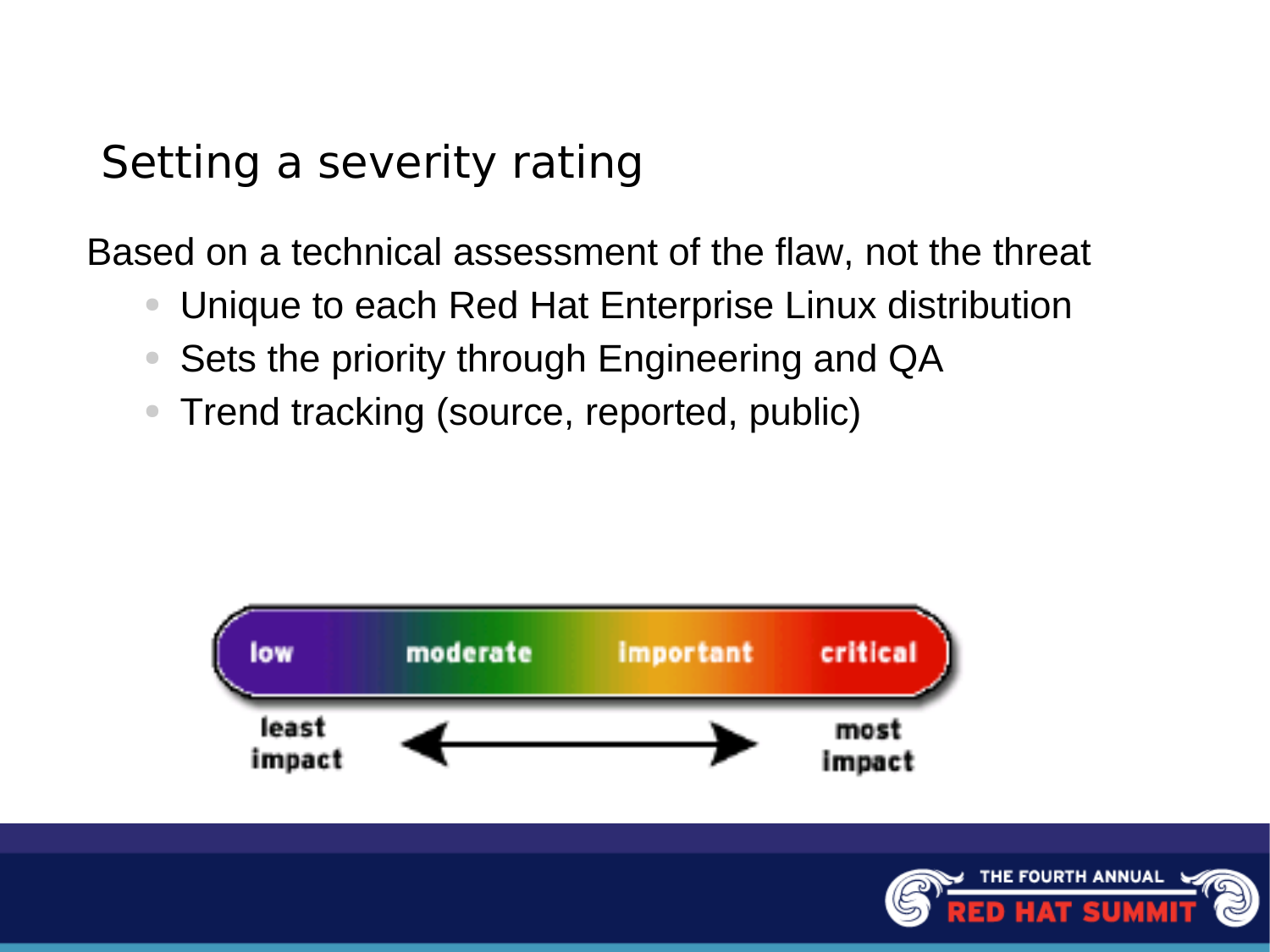# Setting a severity rating

Based on a technical assessment of the flaw, not the threat

- Unique to each Red Hat Enterprise Linux distribution
- Sets the priority through Engineering and QA
- Trend tracking (source, reported, public)

low moderate important critical

least impact ⟷ most impact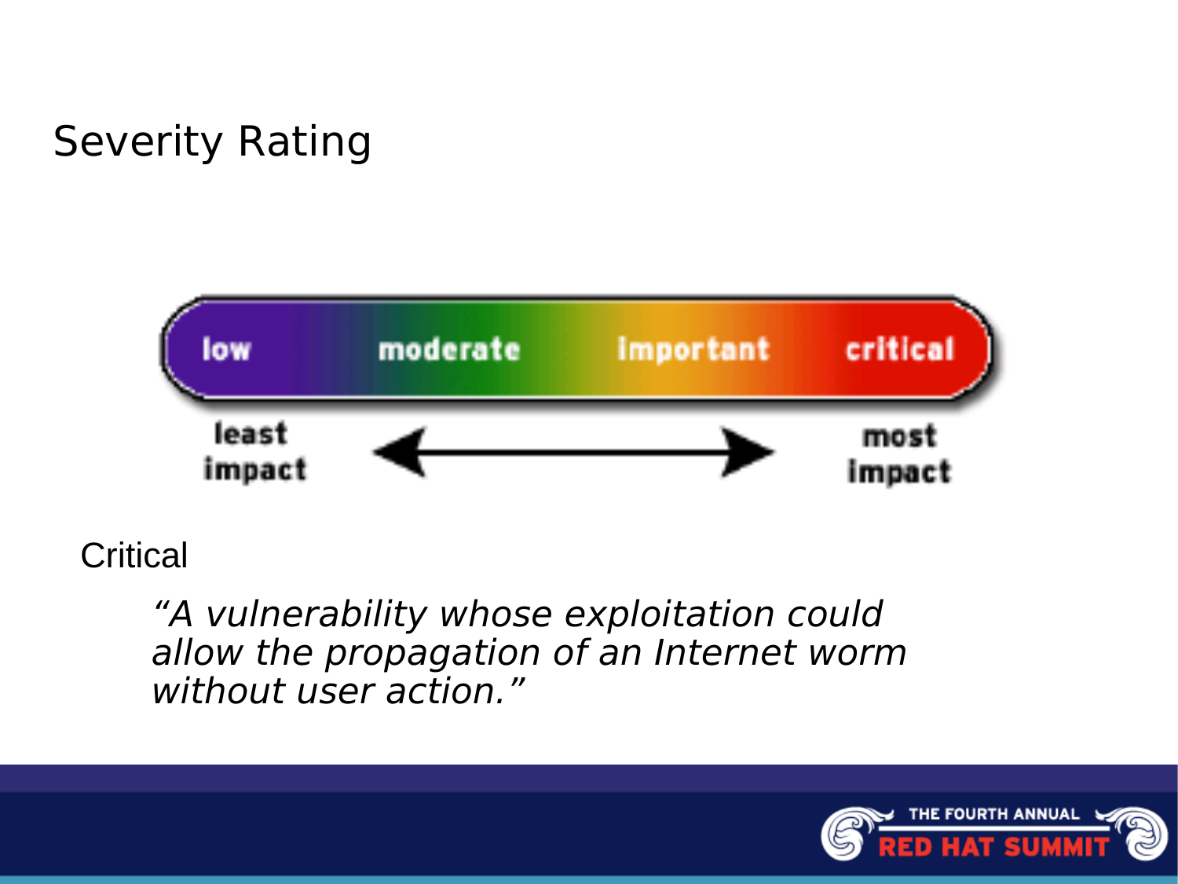# Severity Rating

low | moderate | important | critical

least impact ⟷ most impact

Critical

> *"A vulnerability whose exploitation could allow the propagation of an Internet worm without user action."*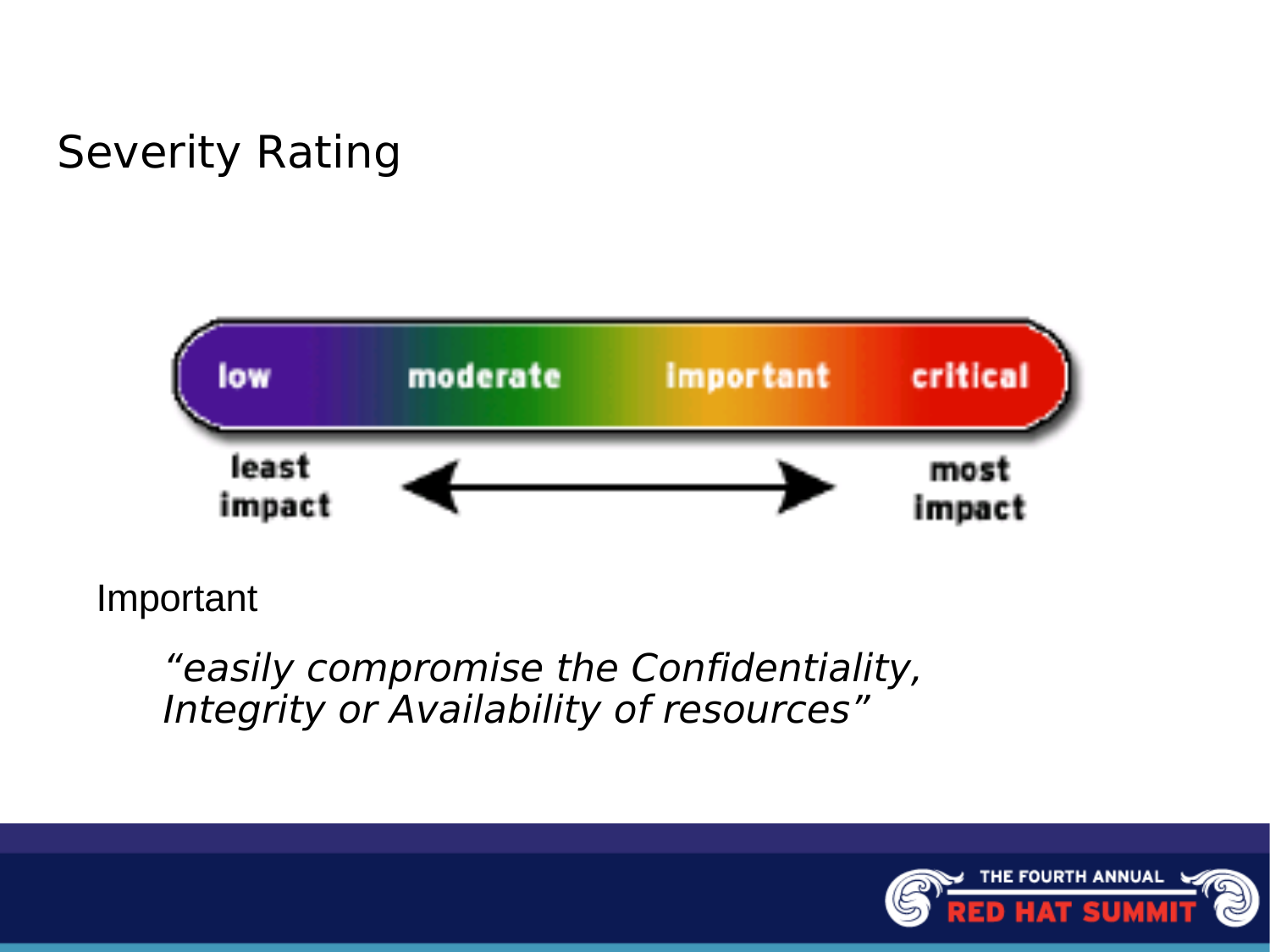# Severity Rating

low · moderate · important · critical

least impact ⟷ most impact

Important

*“easily compromise the Confidentiality, Integrity or Availability of resources”*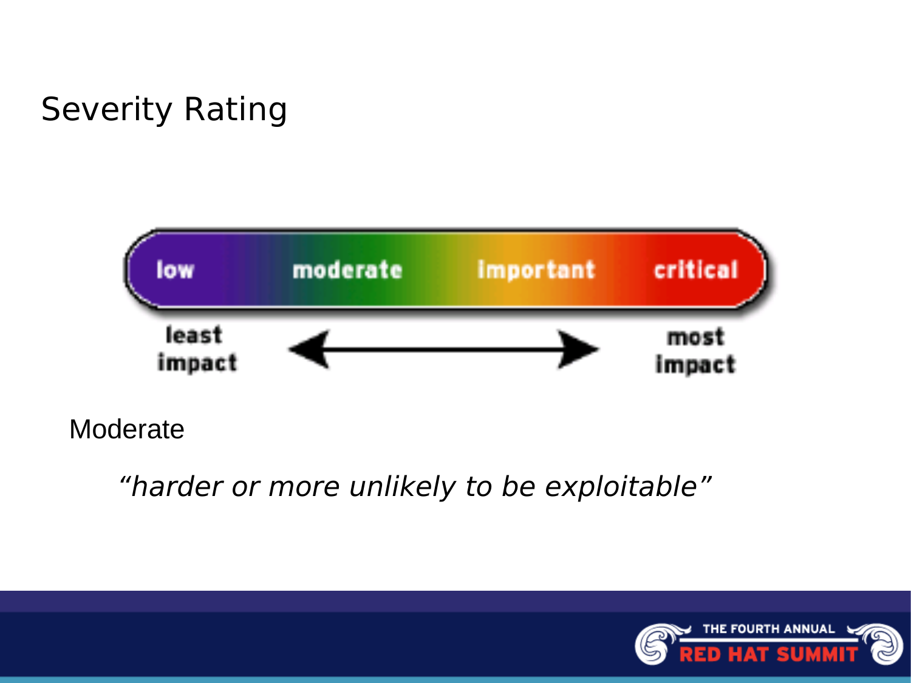# Severity Rating

low | moderate | important | critical

least impact ⟷ most impact

Moderate

*“harder or more unlikely to be exploitable”*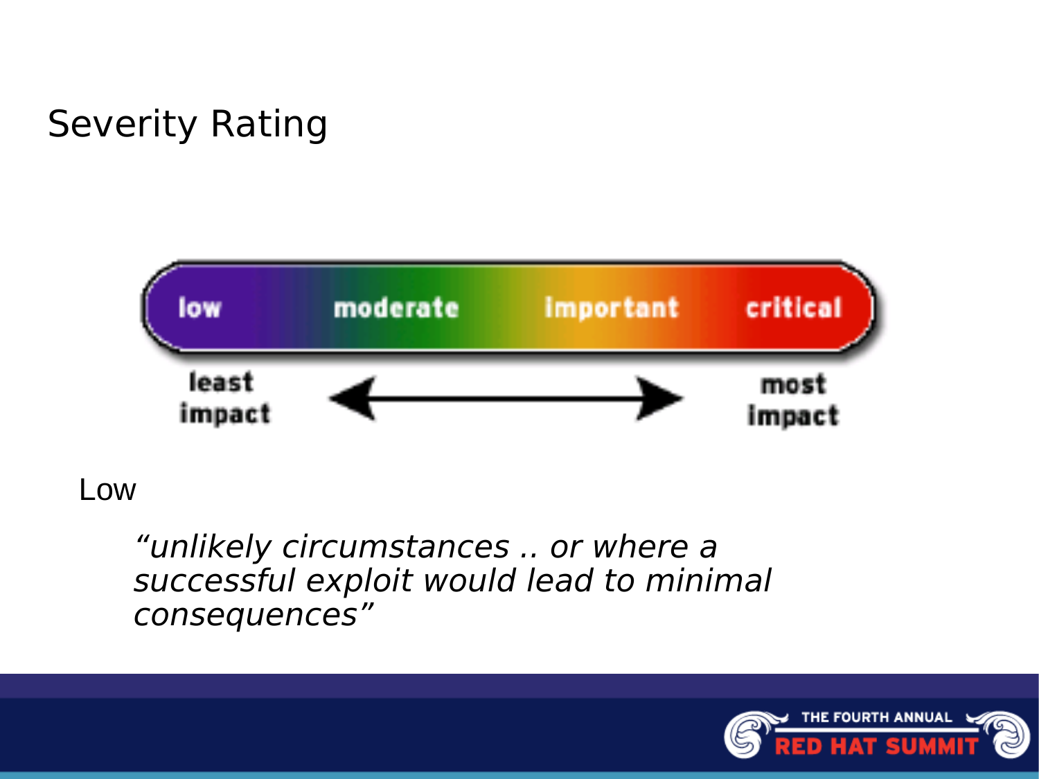# Severity Rating

low | moderate | important | critical

least impact ⟷ most impact

Low

> *"unlikely circumstances .. or where a successful exploit would lead to minimal consequences"*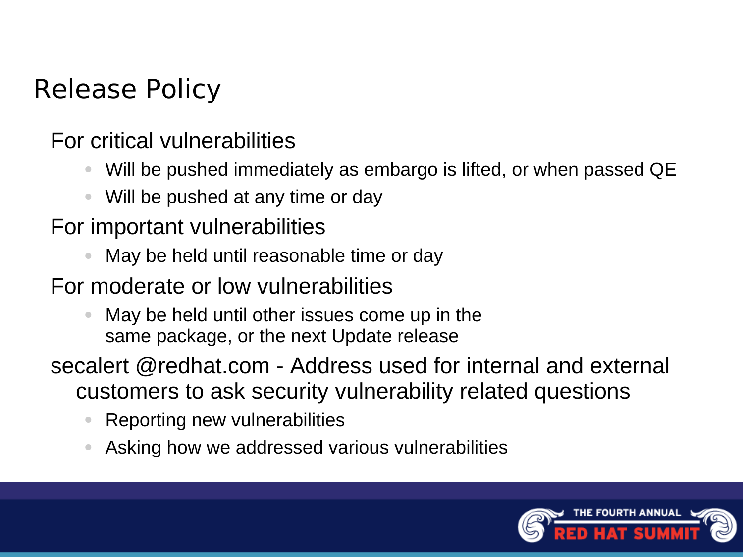# Release Policy

- For critical vulnerabilities
  - Will be pushed immediately as embargo is lifted, or when passed QE
  - Will be pushed at any time or day
- For important vulnerabilities
  - May be held until reasonable time or day
- For moderate or low vulnerabilities
  - May be held until other issues come up in the same package, or the next Update release
- secalert @redhat.com - Address used for internal and external customers to ask security vulnerability related questions
  - Reporting new vulnerabilities
  - Asking how we addressed various vulnerabilities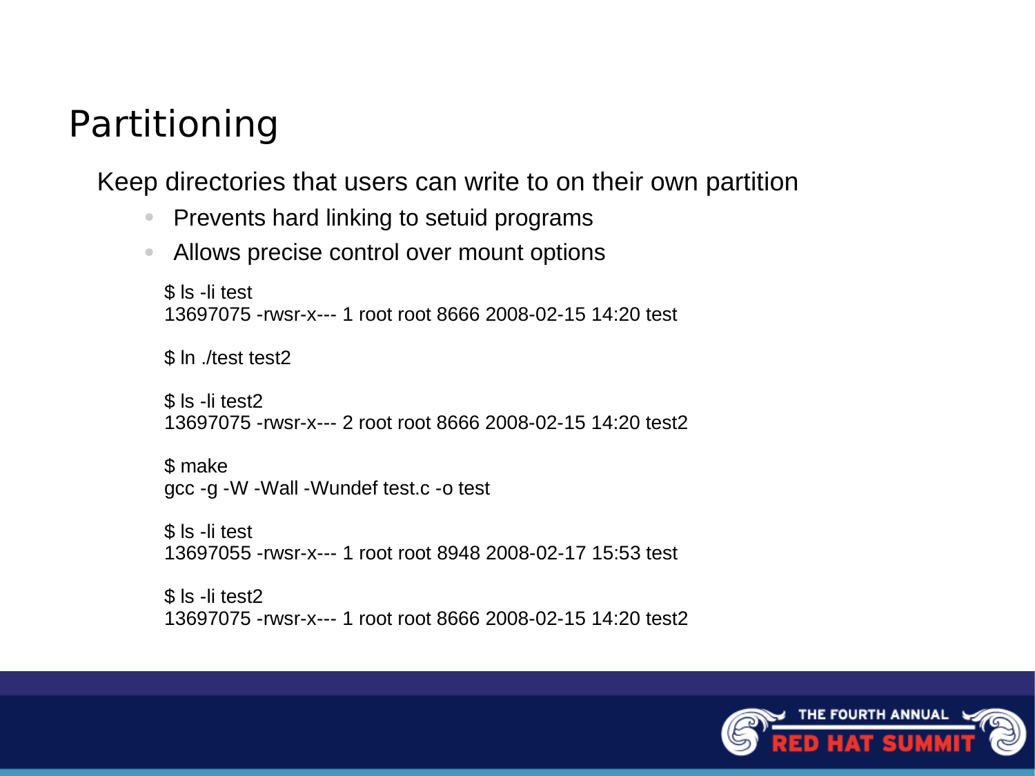# Partitioning

Keep directories that users can write to on their own partition

- Prevents hard linking to setuid programs
- Allows precise control over mount options

```
$ ls -li test
13697075 -rwsr-x--- 1 root root 8666 2008-02-15 14:20 test

$ ln ./test test2

$ ls -li test2
13697075 -rwsr-x--- 2 root root 8666 2008-02-15 14:20 test2

$ make
gcc -g -W -Wall -Wundef test.c -o test

$ ls -li test
13697055 -rwsr-x--- 1 root root 8948 2008-02-17 15:53 test

$ ls -li test2
13697075 -rwsr-x--- 1 root root 8666 2008-02-15 14:20 test2
```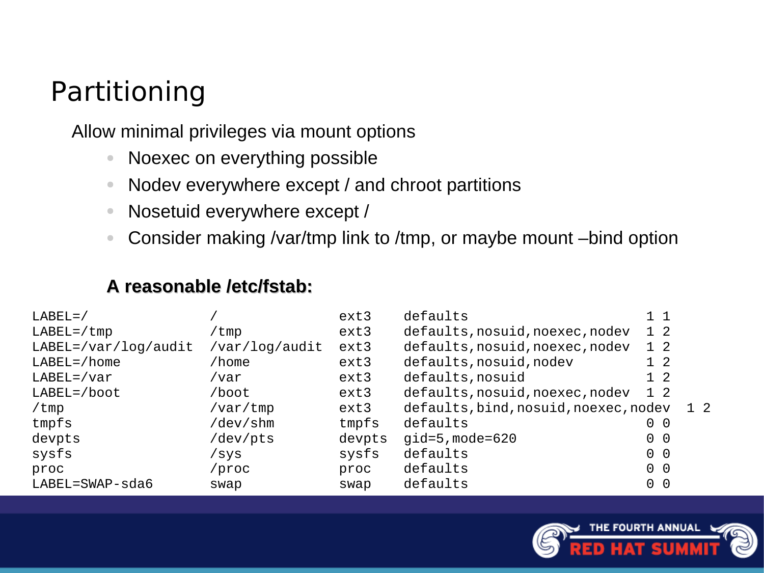# Partitioning

Allow minimal privileges via mount options

- Noexec on everything possible
- Nodev everywhere except / and chroot partitions
- Nosetuid everywhere except /
- Consider making /var/tmp link to /tmp, or maybe mount –bind option

**A reasonable /etc/fstab:**

```
LABEL=/              /              ext3     defaults                          1 1
LABEL=/tmp           /tmp           ext3     defaults,nosuid,noexec,nodev      1 2
LABEL=/var/log/audit /var/log/audit ext3     defaults,nosuid,noexec,nodev      1 2
LABEL=/home          /home          ext3     defaults,nosuid,nodev             1 2
LABEL=/var           /var           ext3     defaults,nosuid                   1 2
LABEL=/boot          /boot          ext3     defaults,nosuid,noexec,nodev      1 2
/tmp                 /var/tmp       ext3     defaults,bind,nosuid,noexec,nodev  1 2
tmpfs                /dev/shm       tmpfs    defaults                          0 0
devpts               /dev/pts       devpts   gid=5,mode=620                    0 0
sysfs                /sys           sysfs    defaults                          0 0
proc                 /proc          proc     defaults                          0 0
LABEL=SWAP-sda6      swap           swap     defaults                          0 0
```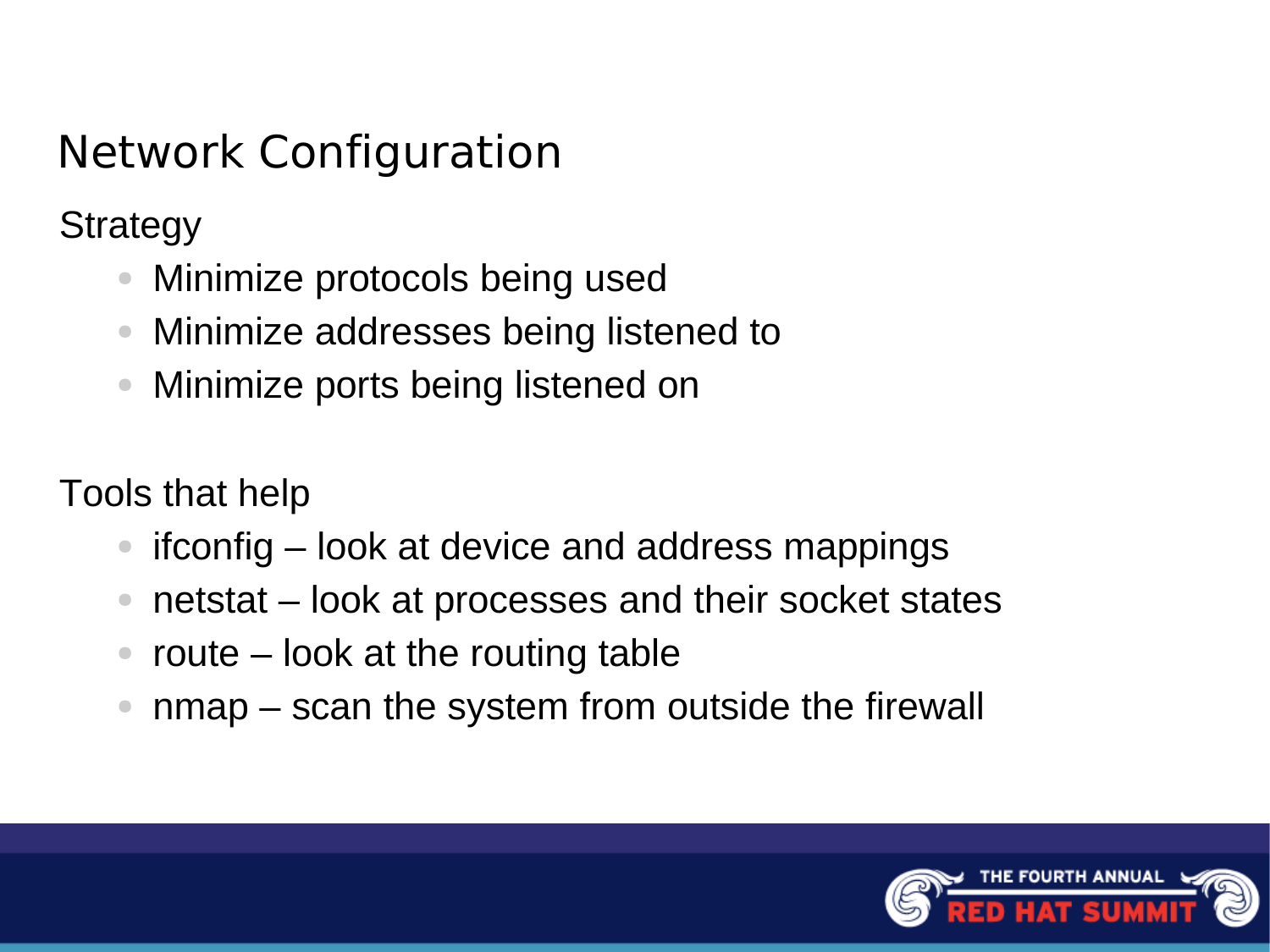# Network Configuration

Strategy

- Minimize protocols being used
- Minimize addresses being listened to
- Minimize ports being listened on

Tools that help

- ifconfig – look at device and address mappings
- netstat – look at processes and their socket states
- route – look at the routing table
- nmap – scan the system from outside the firewall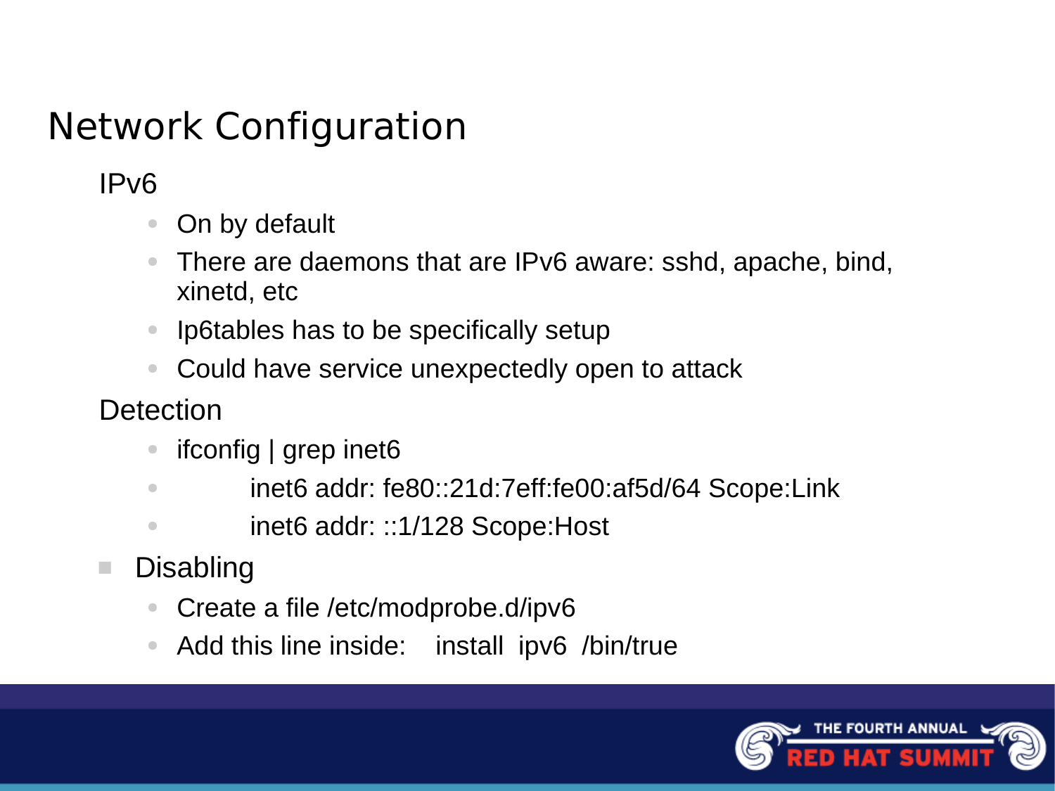# Network Configuration

IPv6

- On by default
- There are daemons that are IPv6 aware: sshd, apache, bind, xinetd, etc
- Ip6tables has to be specifically setup
- Could have service unexpectedly open to attack

Detection

- ifconfig | grep inet6
- inet6 addr: fe80::21d:7eff:fe00:af5d/64 Scope:Link
- inet6 addr: ::1/128 Scope:Host

- Disabling
  - Create a file /etc/modprobe.d/ipv6
  - Add this line inside: install ipv6 /bin/true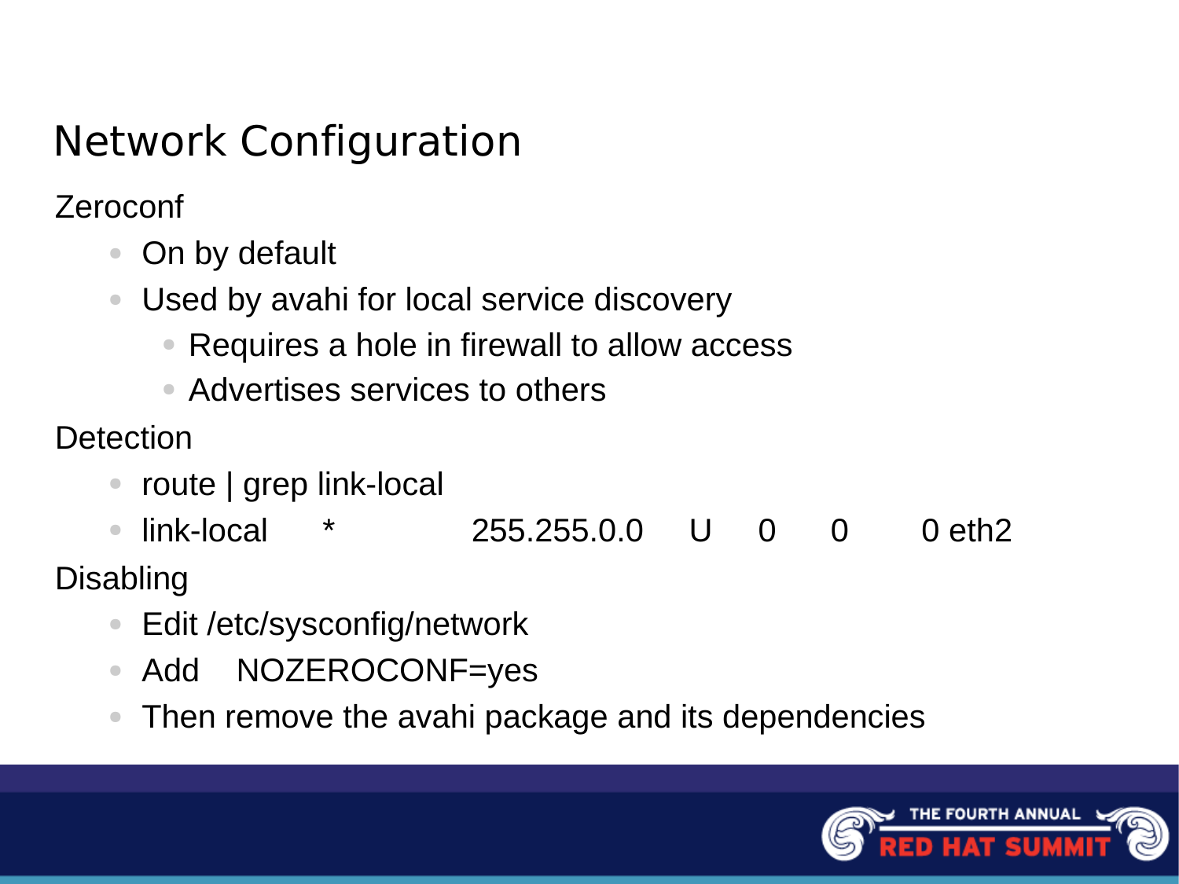# Network Configuration

Zeroconf

- On by default
- Used by avahi for local service discovery
  - Requires a hole in firewall to allow access
  - Advertises services to others

Detection

- route | grep link-local
- link-local     *          255.255.0.0     U     0     0       0 eth2

Disabling

- Edit /etc/sysconfig/network
- Add    NOZEROCONF=yes
- Then remove the avahi package and its dependencies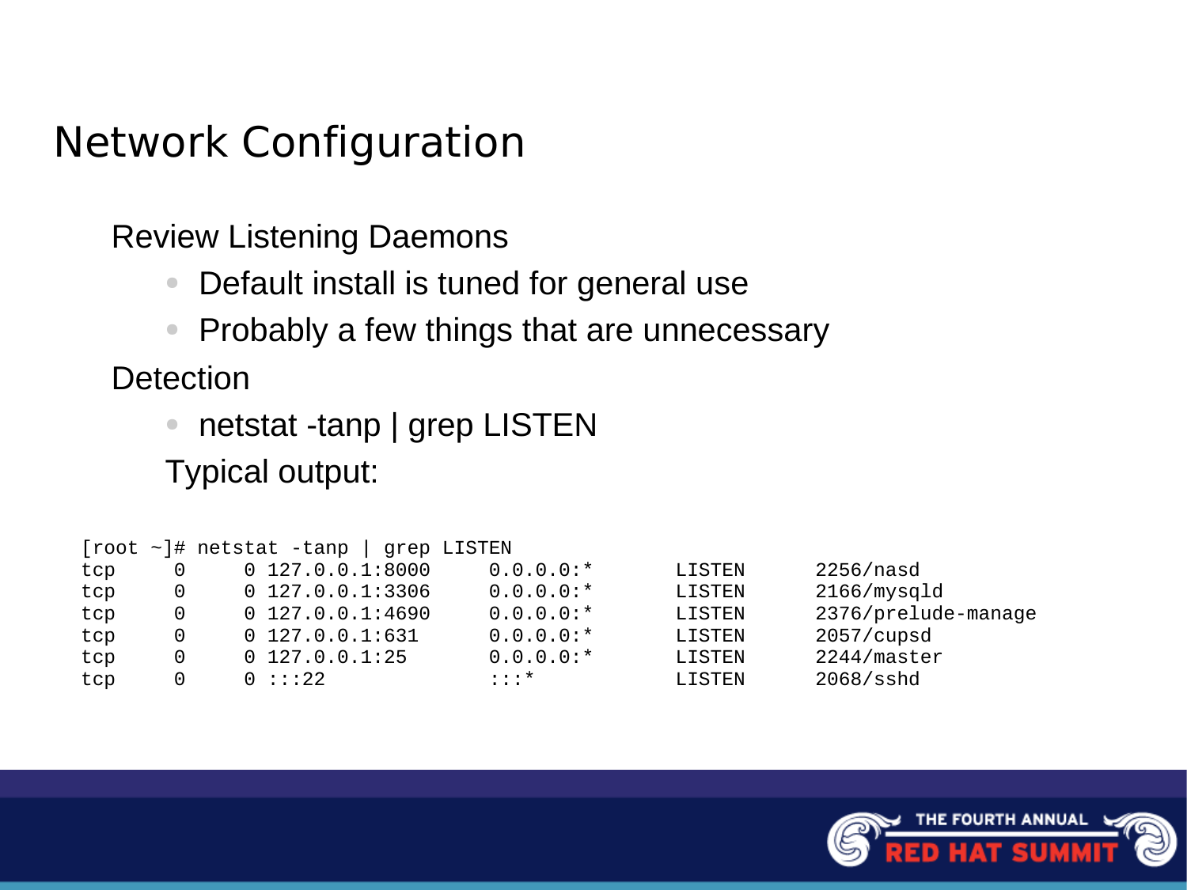# Network Configuration

Review Listening Daemons

- Default install is tuned for general use
- Probably a few things that are unnecessary

Detection

- netstat -tanp | grep LISTEN

Typical output:

```
[root ~]# netstat -tanp | grep LISTEN
tcp      0      0 127.0.0.1:8000      0.0.0.0:*         LISTEN      2256/nasd
tcp      0      0 127.0.0.1:3306      0.0.0.0:*         LISTEN      2166/mysqld
tcp      0      0 127.0.0.1:4690      0.0.0.0:*         LISTEN      2376/prelude-manage
tcp      0      0 127.0.0.1:631       0.0.0.0:*         LISTEN      2057/cupsd
tcp      0      0 127.0.0.1:25        0.0.0.0:*         LISTEN      2244/master
tcp      0      0 :::22               :::*              LISTEN      2068/sshd
```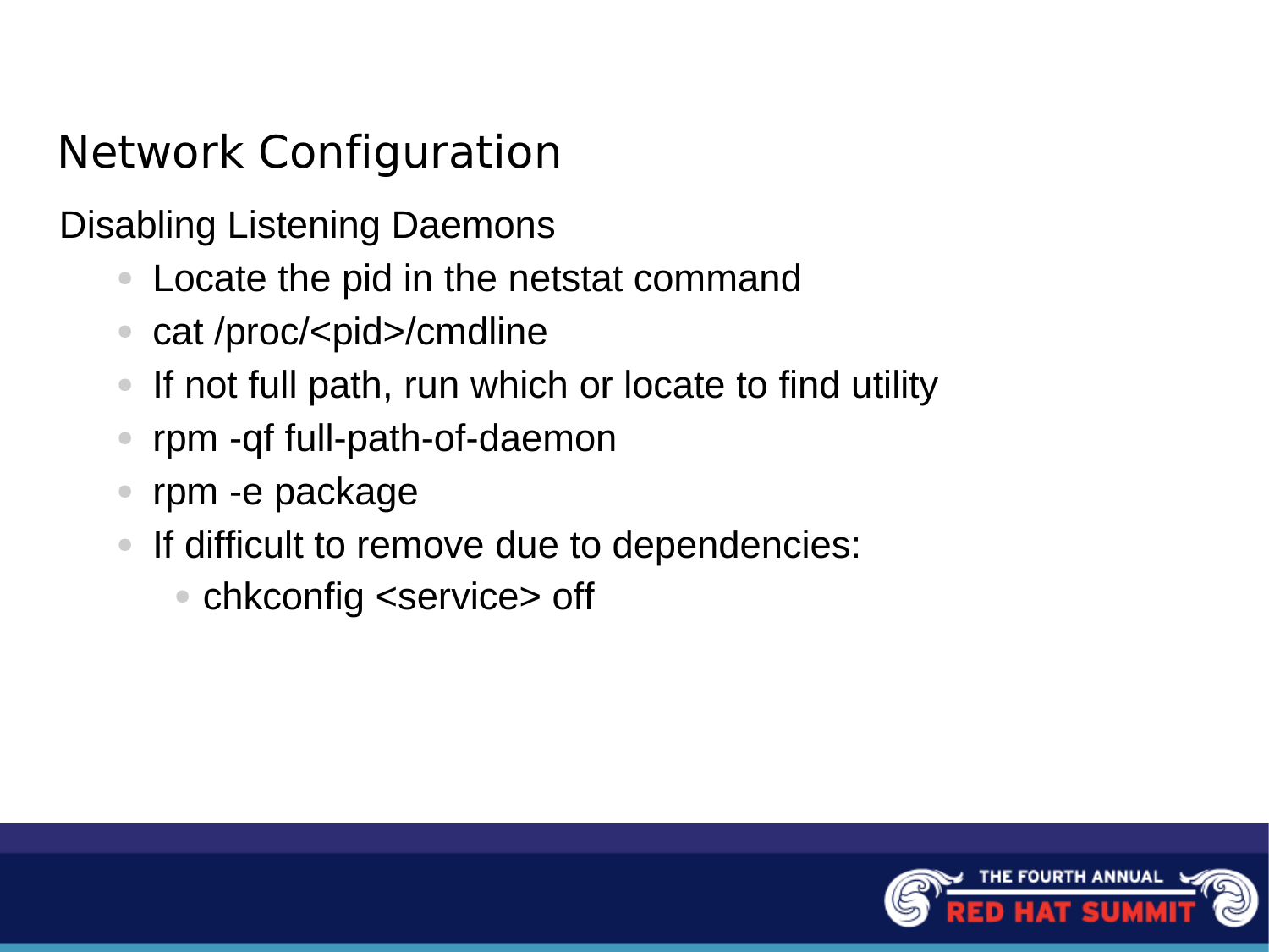# Network Configuration

## Disabling Listening Daemons

- Locate the pid in the netstat command
- cat /proc/<pid>/cmdline
- If not full path, run which or locate to find utility
- rpm -qf full-path-of-daemon
- rpm -e package
- If difficult to remove due to dependencies:
  - chkconfig <service> off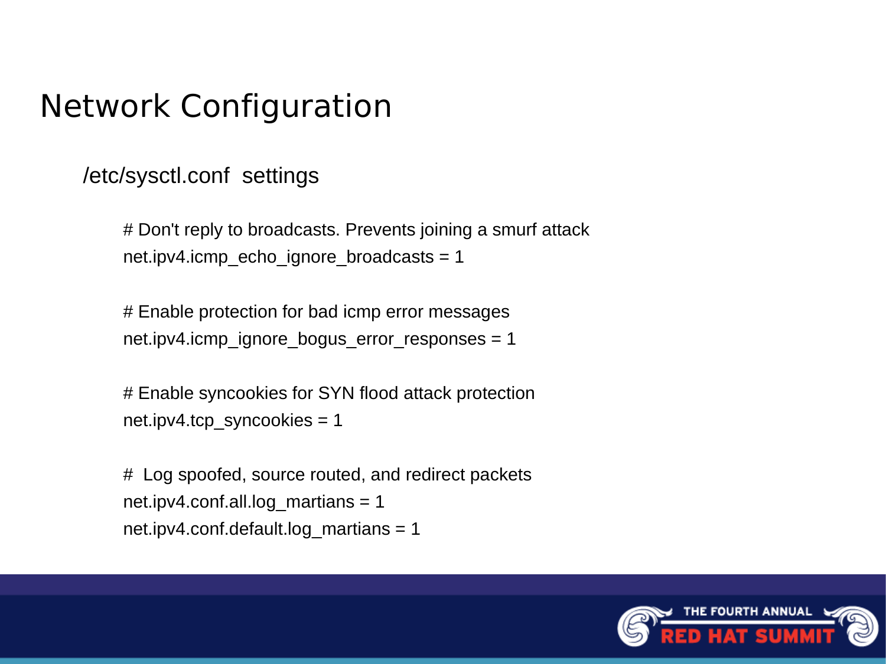# Network Configuration

/etc/sysctl.conf settings

```
# Don't reply to broadcasts. Prevents joining a smurf attack
net.ipv4.icmp_echo_ignore_broadcasts = 1

# Enable protection for bad icmp error messages
net.ipv4.icmp_ignore_bogus_error_responses = 1

# Enable syncookies for SYN flood attack protection
net.ipv4.tcp_syncookies = 1

#  Log spoofed, source routed, and redirect packets
net.ipv4.conf.all.log_martians = 1
net.ipv4.conf.default.log_martians = 1
```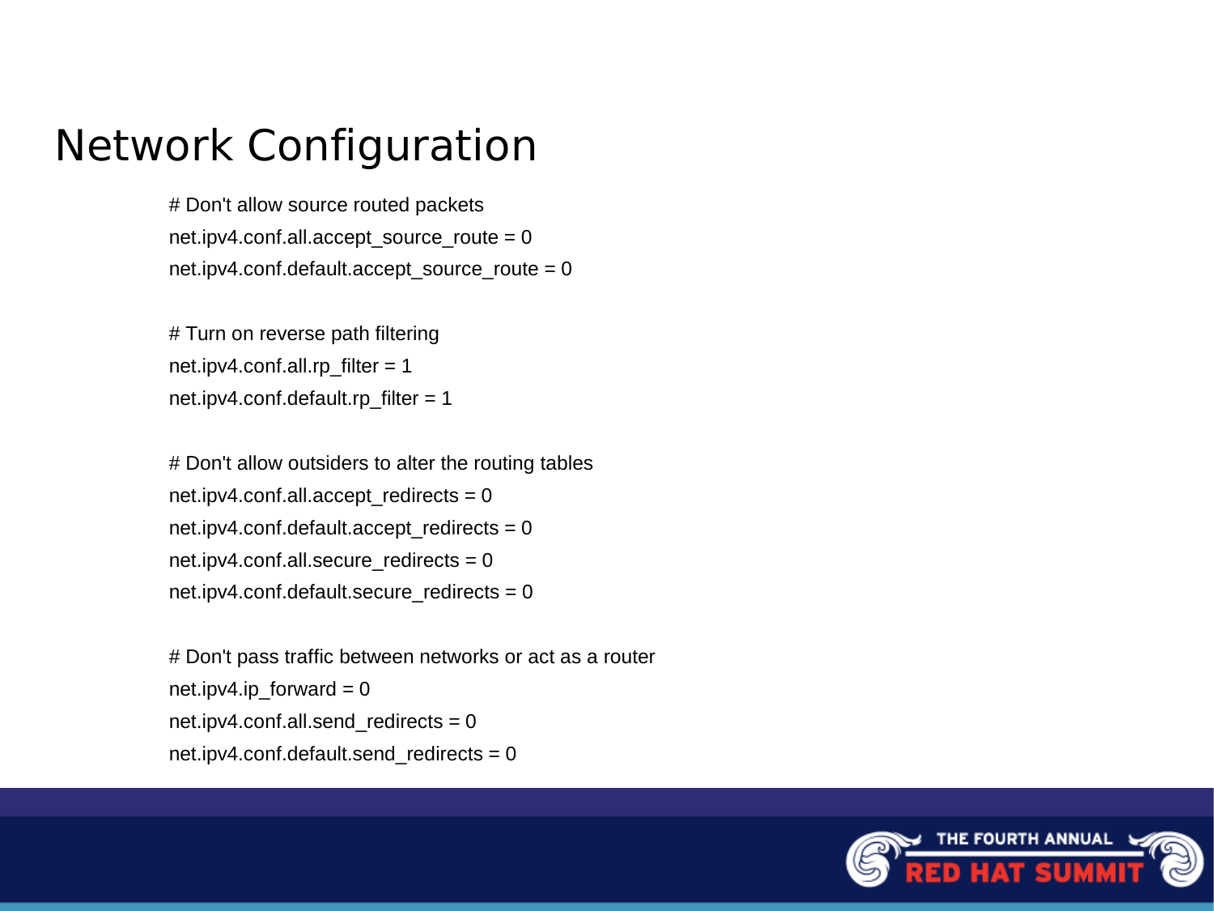# Network Configuration

```
# Don't allow source routed packets
net.ipv4.conf.all.accept_source_route = 0
net.ipv4.conf.default.accept_source_route = 0

# Turn on reverse path filtering
net.ipv4.conf.all.rp_filter = 1
net.ipv4.conf.default.rp_filter = 1

# Don't allow outsiders to alter the routing tables
net.ipv4.conf.all.accept_redirects = 0
net.ipv4.conf.default.accept_redirects = 0
net.ipv4.conf.all.secure_redirects = 0
net.ipv4.conf.default.secure_redirects = 0

# Don't pass traffic between networks or act as a router
net.ipv4.ip_forward = 0
net.ipv4.conf.all.send_redirects = 0
net.ipv4.conf.default.send_redirects = 0
```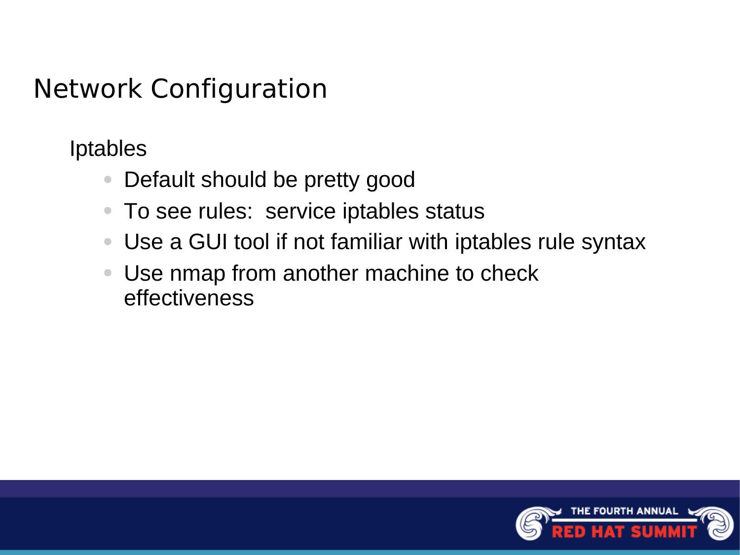# Network Configuration

Iptables

- Default should be pretty good
- To see rules:  service iptables status
- Use a GUI tool if not familiar with iptables rule syntax
- Use nmap from another machine to check effectiveness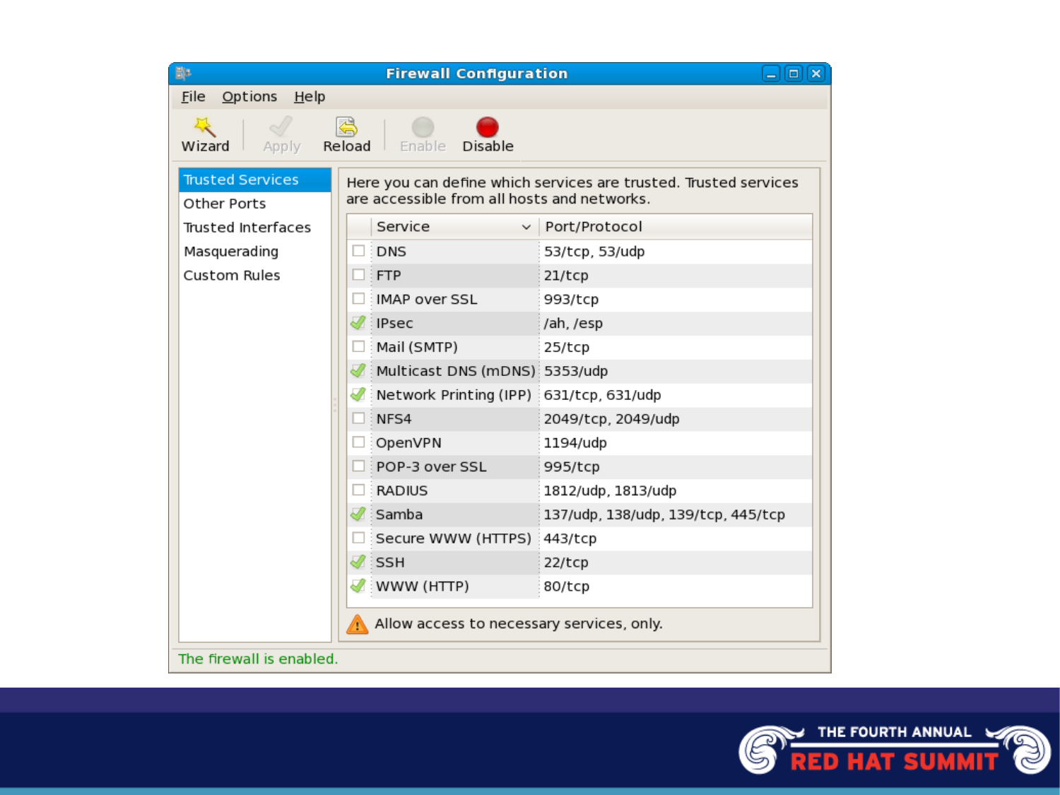**Firewall Configuration**

File Options Help

Wizard | Apply | Reload | Enable | Disable

- Trusted Services
- Other Ports
- Trusted Interfaces
- Masquerading
- Custom Rules

Here you can define which services are trusted. Trusted services are accessible from all hosts and networks.

| | Service | Port/Protocol |
|---|---|---|
| ☐ | DNS | 53/tcp, 53/udp |
| ☐ | FTP | 21/tcp |
| ☐ | IMAP over SSL | 993/tcp |
| ☑ | IPsec | /ah, /esp |
| ☐ | Mail (SMTP) | 25/tcp |
| ☑ | Multicast DNS (mDNS) | 5353/udp |
| ☑ | Network Printing (IPP) | 631/tcp, 631/udp |
| ☐ | NFS4 | 2049/tcp, 2049/udp |
| ☐ | OpenVPN | 1194/udp |
| ☐ | POP-3 over SSL | 995/tcp |
| ☐ | RADIUS | 1812/udp, 1813/udp |
| ☑ | Samba | 137/udp, 138/udp, 139/tcp, 445/tcp |
| ☐ | Secure WWW (HTTPS) | 443/tcp |
| ☑ | SSH | 22/tcp |
| ☑ | WWW (HTTP) | 80/tcp |

⚠ Allow access to necessary services, only.

The firewall is enabled.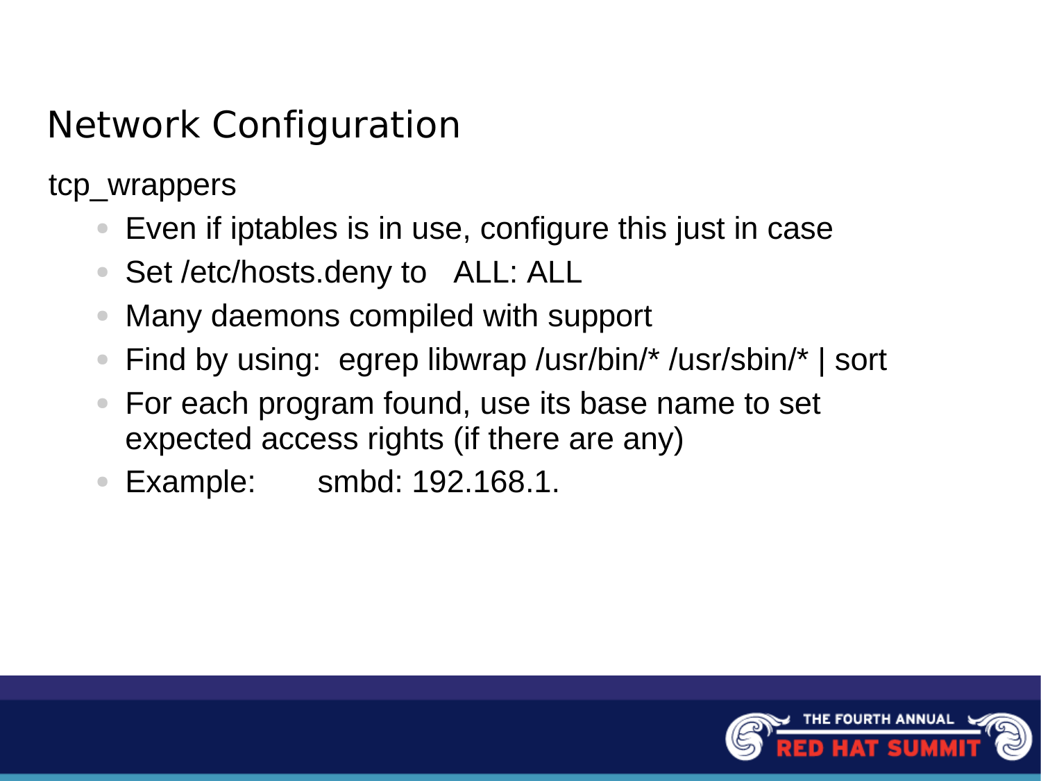# Network Configuration

tcp_wrappers

- Even if iptables is in use, configure this just in case
- Set /etc/hosts.deny to   ALL: ALL
- Many daemons compiled with support
- Find by using:  egrep libwrap /usr/bin/* /usr/sbin/* | sort
- For each program found, use its base name to set expected access rights (if there are any)
- Example:      smbd: 192.168.1.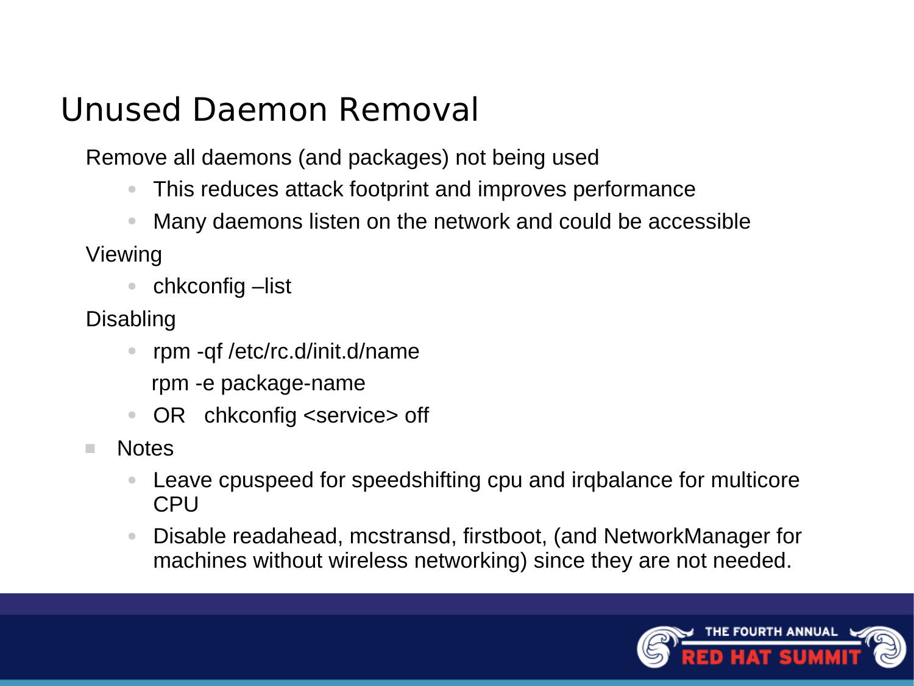# Unused Daemon Removal

Remove all daemons (and packages) not being used

- This reduces attack footprint and improves performance
- Many daemons listen on the network and could be accessible

Viewing

- chkconfig –list

Disabling

- rpm -qf /etc/rc.d/init.d/name

  rpm -e package-name
- OR   chkconfig <service> off

- Notes
  - Leave cpuspeed for speedshifting cpu and irqbalance for multicore CPU
  - Disable readahead, mcstransd, firstboot, (and NetworkManager for machines without wireless networking) since they are not needed.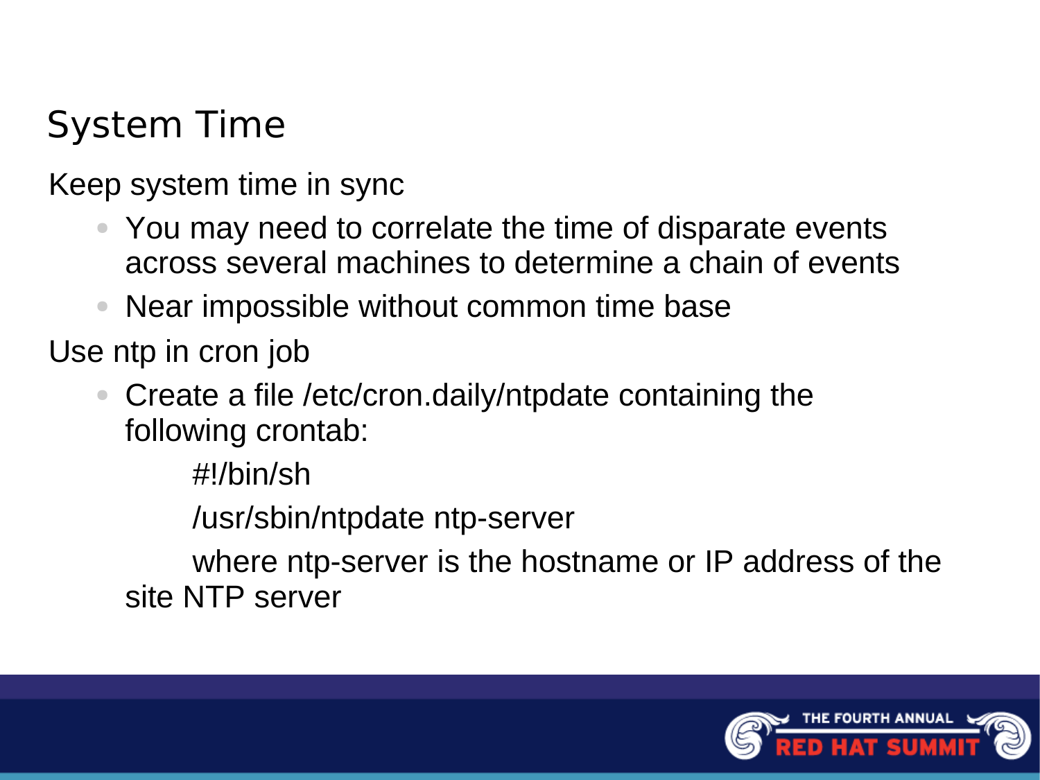# System Time

Keep system time in sync

- You may need to correlate the time of disparate events across several machines to determine a chain of events
- Near impossible without common time base

Use ntp in cron job

- Create a file /etc/cron.daily/ntpdate containing the following crontab:

```
#!/bin/sh
/usr/sbin/ntpdate ntp-server
```

where ntp-server is the hostname or IP address of the site NTP server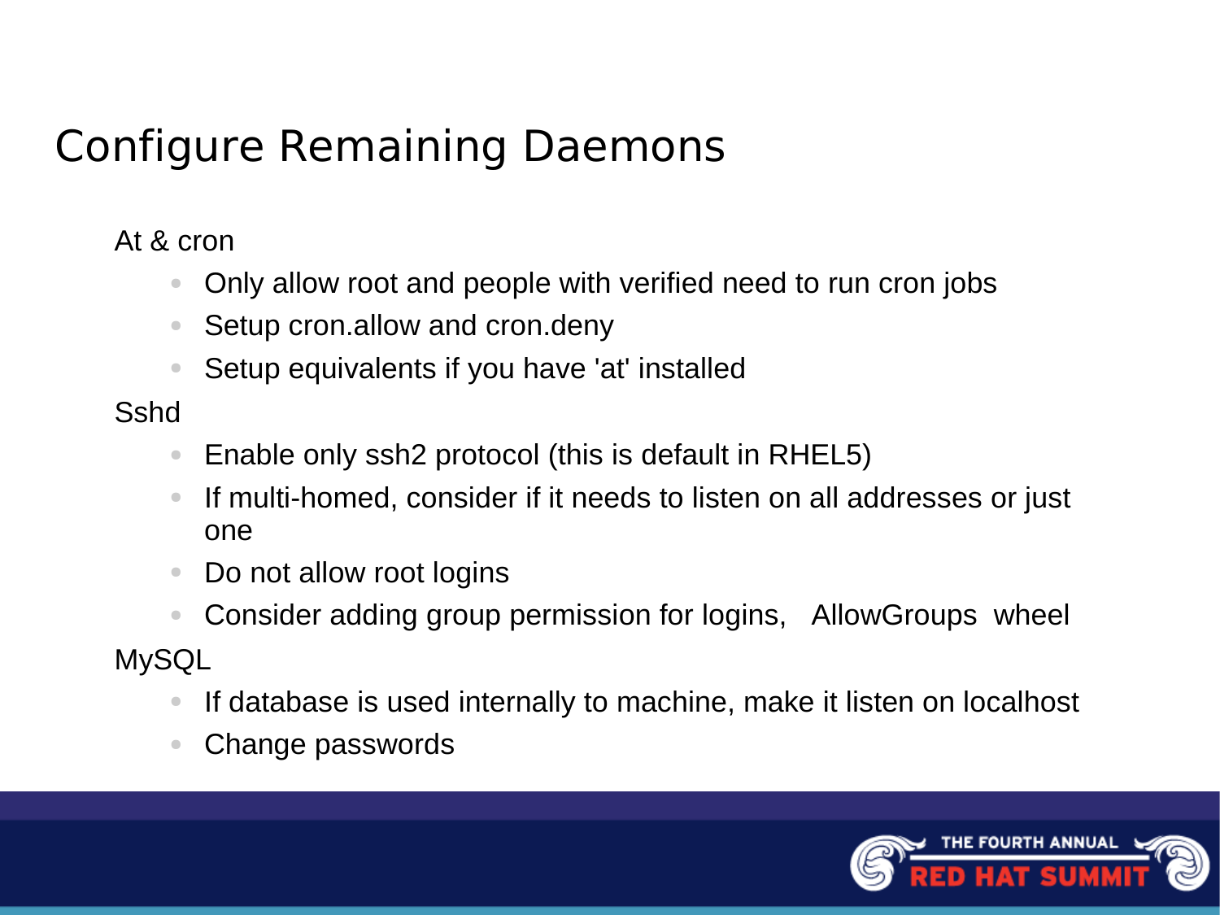# Configure Remaining Daemons

At & cron

- Only allow root and people with verified need to run cron jobs
- Setup cron.allow and cron.deny
- Setup equivalents if you have 'at' installed

Sshd

- Enable only ssh2 protocol (this is default in RHEL5)
- If multi-homed, consider if it needs to listen on all addresses or just one
- Do not allow root logins
- Consider adding group permission for logins, AllowGroups wheel

MySQL

- If database is used internally to machine, make it listen on localhost
- Change passwords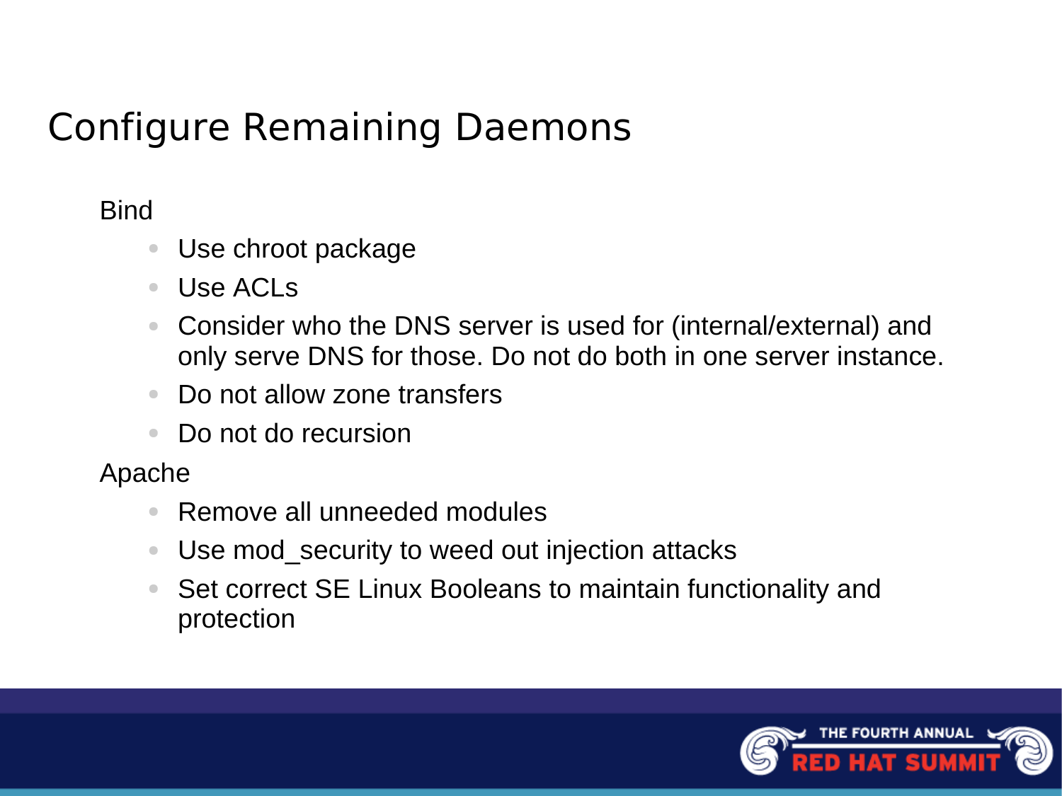# Configure Remaining Daemons

Bind

- Use chroot package
- Use ACLs
- Consider who the DNS server is used for (internal/external) and only serve DNS for those. Do not do both in one server instance.
- Do not allow zone transfers
- Do not do recursion

Apache

- Remove all unneeded modules
- Use mod_security to weed out injection attacks
- Set correct SE Linux Booleans to maintain functionality and protection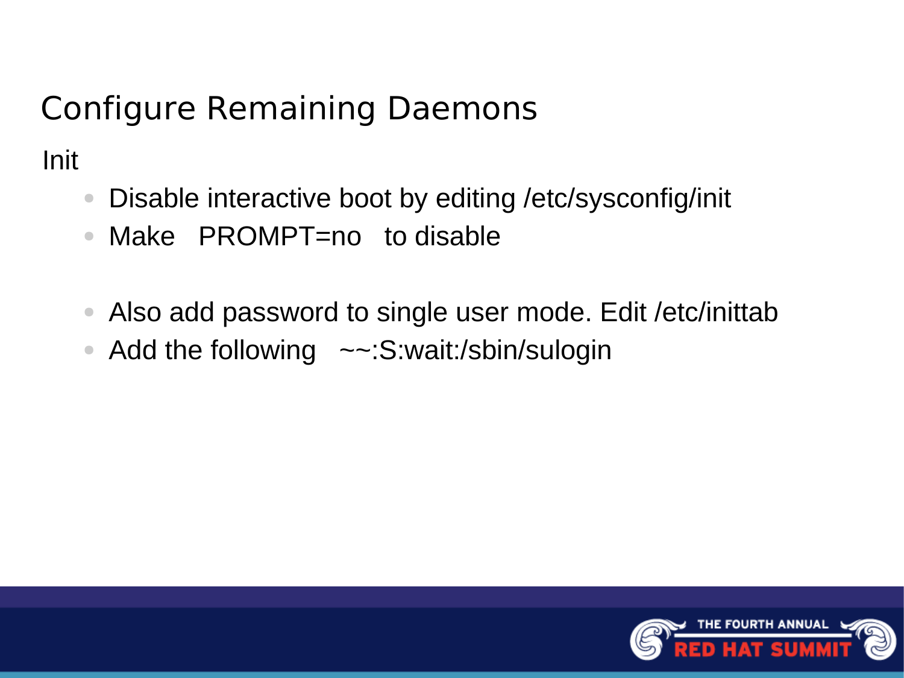# Configure Remaining Daemons

Init

- Disable interactive boot by editing /etc/sysconfig/init
- Make PROMPT=no to disable

- Also add password to single user mode. Edit /etc/inittab
- Add the following ~~:S:wait:/sbin/sulogin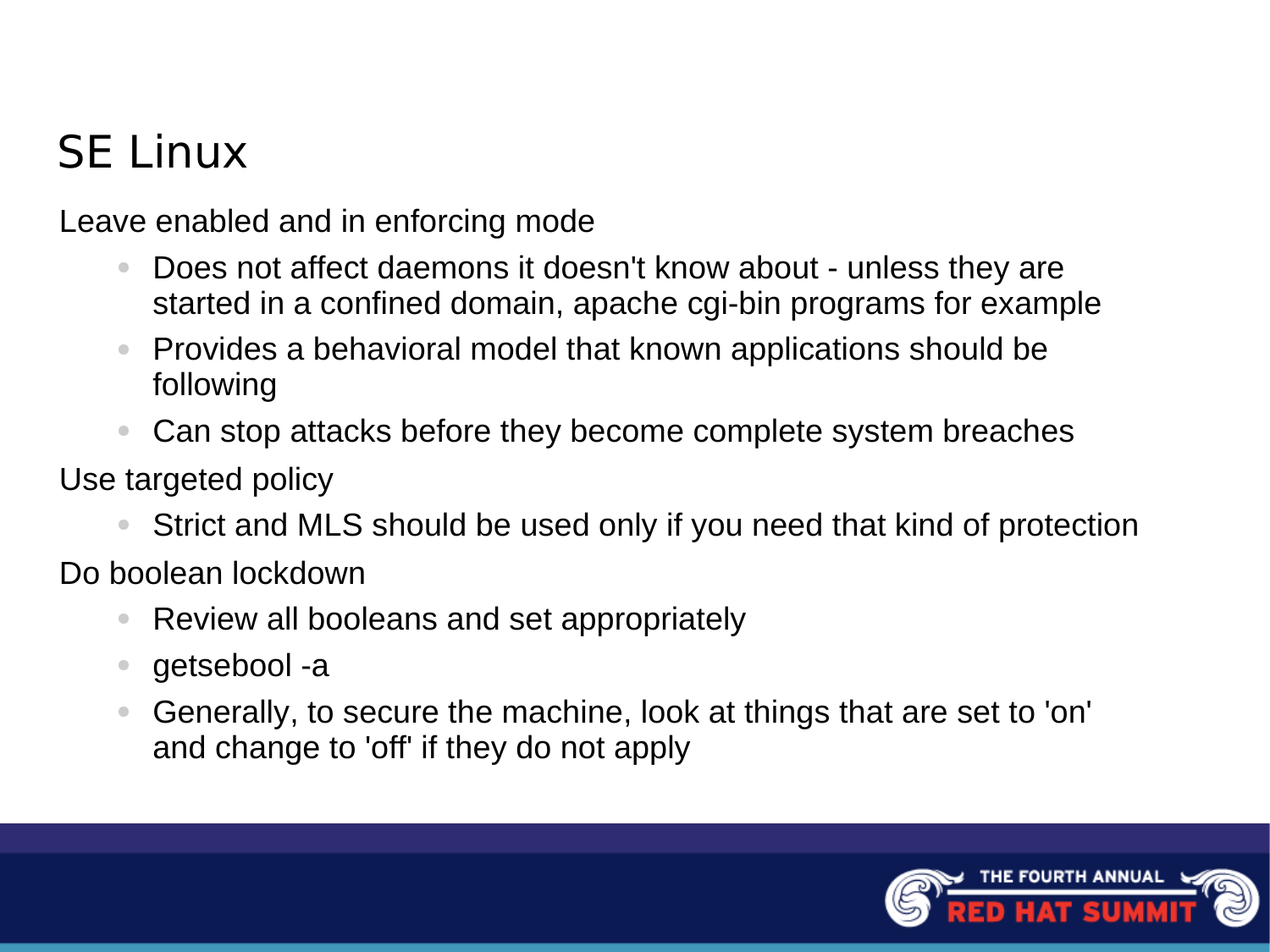# SE Linux

Leave enabled and in enforcing mode

- Does not affect daemons it doesn't know about - unless they are started in a confined domain, apache cgi-bin programs for example
- Provides a behavioral model that known applications should be following
- Can stop attacks before they become complete system breaches

Use targeted policy

- Strict and MLS should be used only if you need that kind of protection

Do boolean lockdown

- Review all booleans and set appropriately
- getsebool -a
- Generally, to secure the machine, look at things that are set to 'on' and change to 'off' if they do not apply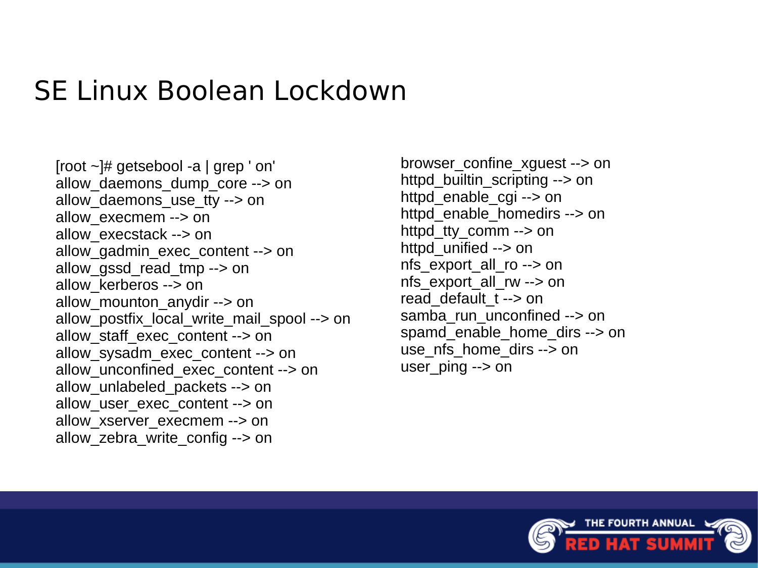# SE Linux Boolean Lockdown

```
[root ~]# getsebool -a | grep ' on'
allow_daemons_dump_core --> on
allow_daemons_use_tty --> on
allow_execmem --> on
allow_execstack --> on
allow_gadmin_exec_content --> on
allow_gssd_read_tmp --> on
allow_kerberos --> on
allow_mounton_anydir --> on
allow_postfix_local_write_mail_spool --> on
allow_staff_exec_content --> on
allow_sysadm_exec_content --> on
allow_unconfined_exec_content --> on
allow_unlabeled_packets --> on
allow_user_exec_content --> on
allow_xserver_execmem --> on
allow_zebra_write_config --> on
browser_confine_xguest --> on
httpd_builtin_scripting --> on
httpd_enable_cgi --> on
httpd_enable_homedirs --> on
httpd_tty_comm --> on
httpd_unified --> on
nfs_export_all_ro --> on
nfs_export_all_rw --> on
read_default_t --> on
samba_run_unconfined --> on
spamd_enable_home_dirs --> on
use_nfs_home_dirs --> on
user_ping --> on
```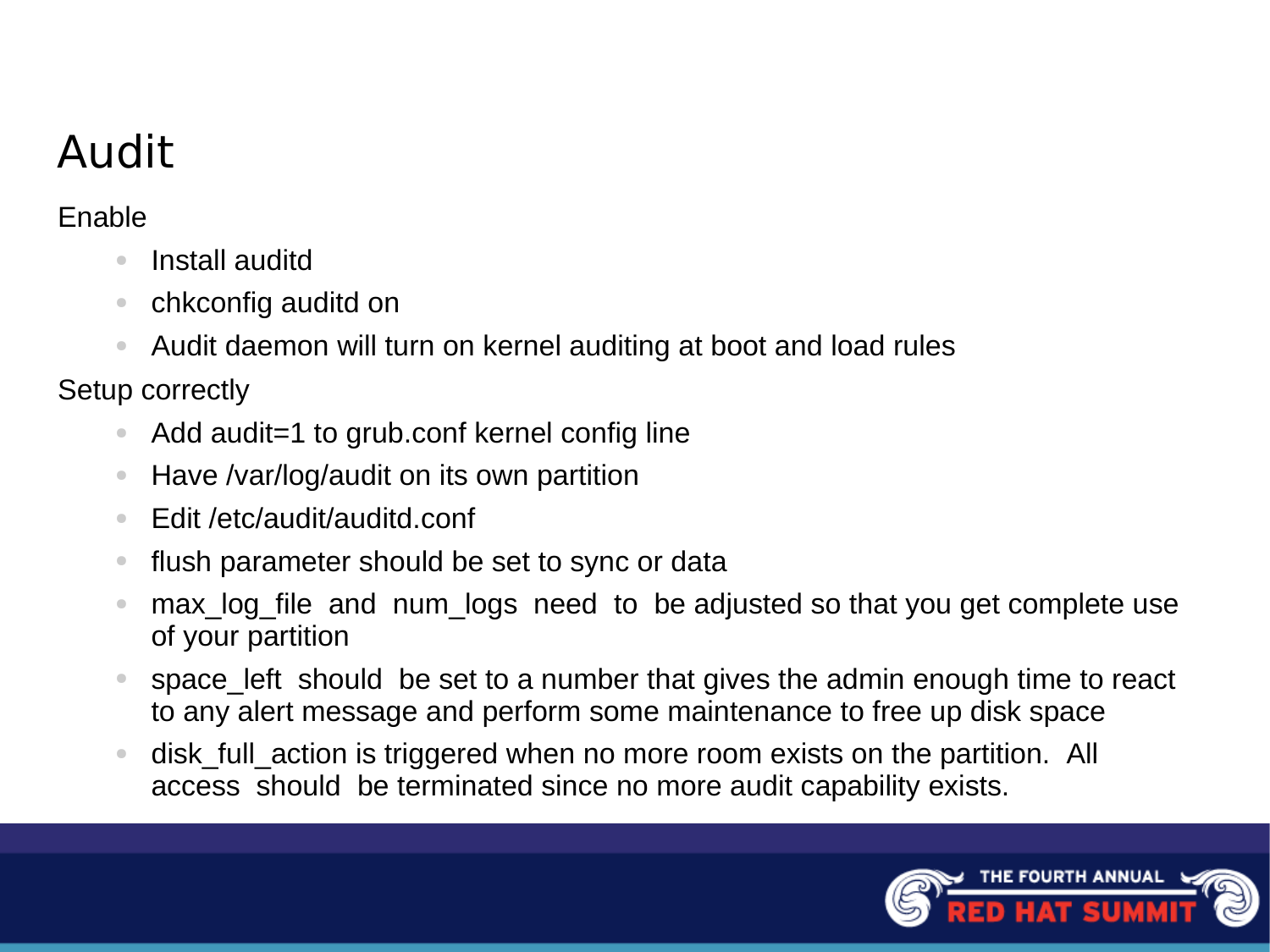# Audit

Enable

- Install auditd
- chkconfig auditd on
- Audit daemon will turn on kernel auditing at boot and load rules

Setup correctly

- Add audit=1 to grub.conf kernel config line
- Have /var/log/audit on its own partition
- Edit /etc/audit/auditd.conf
- flush parameter should be set to sync or data
- max_log_file and num_logs need to be adjusted so that you get complete use of your partition
- space_left should be set to a number that gives the admin enough time to react to any alert message and perform some maintenance to free up disk space
- disk_full_action is triggered when no more room exists on the partition. All access should be terminated since no more audit capability exists.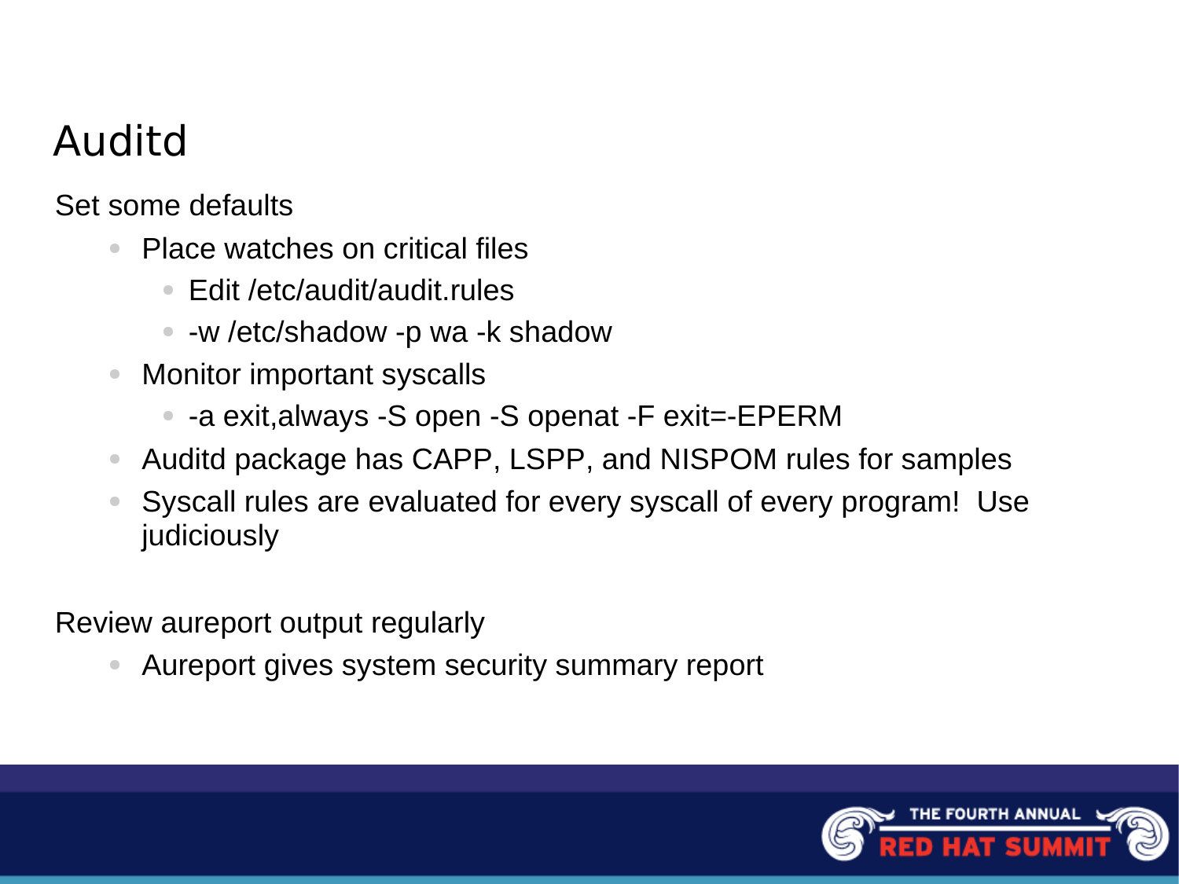# Auditd

Set some defaults

- Place watches on critical files
  - Edit /etc/audit/audit.rules
  - -w /etc/shadow -p wa -k shadow
- Monitor important syscalls
  - -a exit,always -S open -S openat -F exit=-EPERM
- Auditd package has CAPP, LSPP, and NISPOM rules for samples
- Syscall rules are evaluated for every syscall of every program!  Use judiciously

Review aureport output regularly

- Aureport gives system security summary report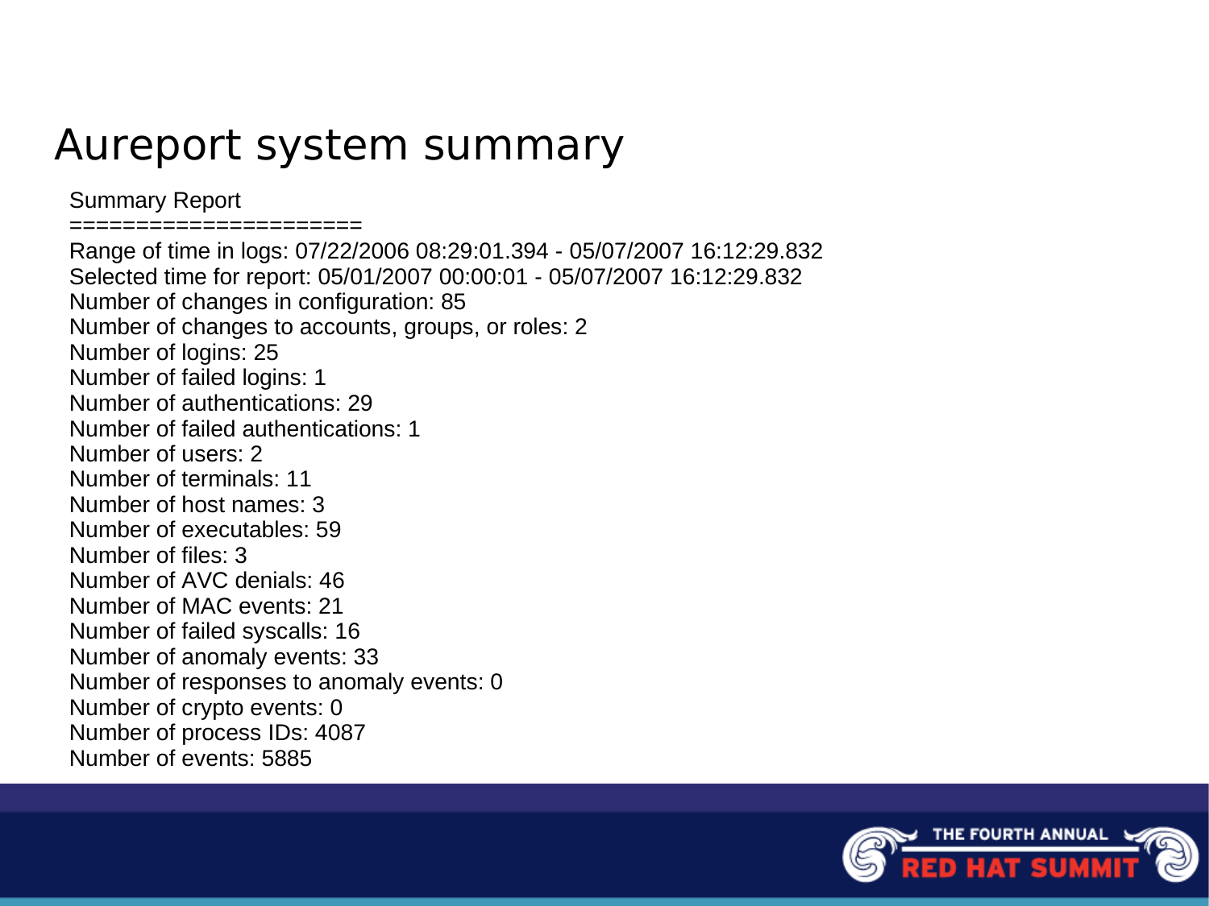# Aureport system summary

```
Summary Report
======================
Range of time in logs: 07/22/2006 08:29:01.394 - 05/07/2007 16:12:29.832
Selected time for report: 05/01/2007 00:00:01 - 05/07/2007 16:12:29.832
Number of changes in configuration: 85
Number of changes to accounts, groups, or roles: 2
Number of logins: 25
Number of failed logins: 1
Number of authentications: 29
Number of failed authentications: 1
Number of users: 2
Number of terminals: 11
Number of host names: 3
Number of executables: 59
Number of files: 3
Number of AVC denials: 46
Number of MAC events: 21
Number of failed syscalls: 16
Number of anomaly events: 33
Number of responses to anomaly events: 0
Number of crypto events: 0
Number of process IDs: 4087
Number of events: 5885
```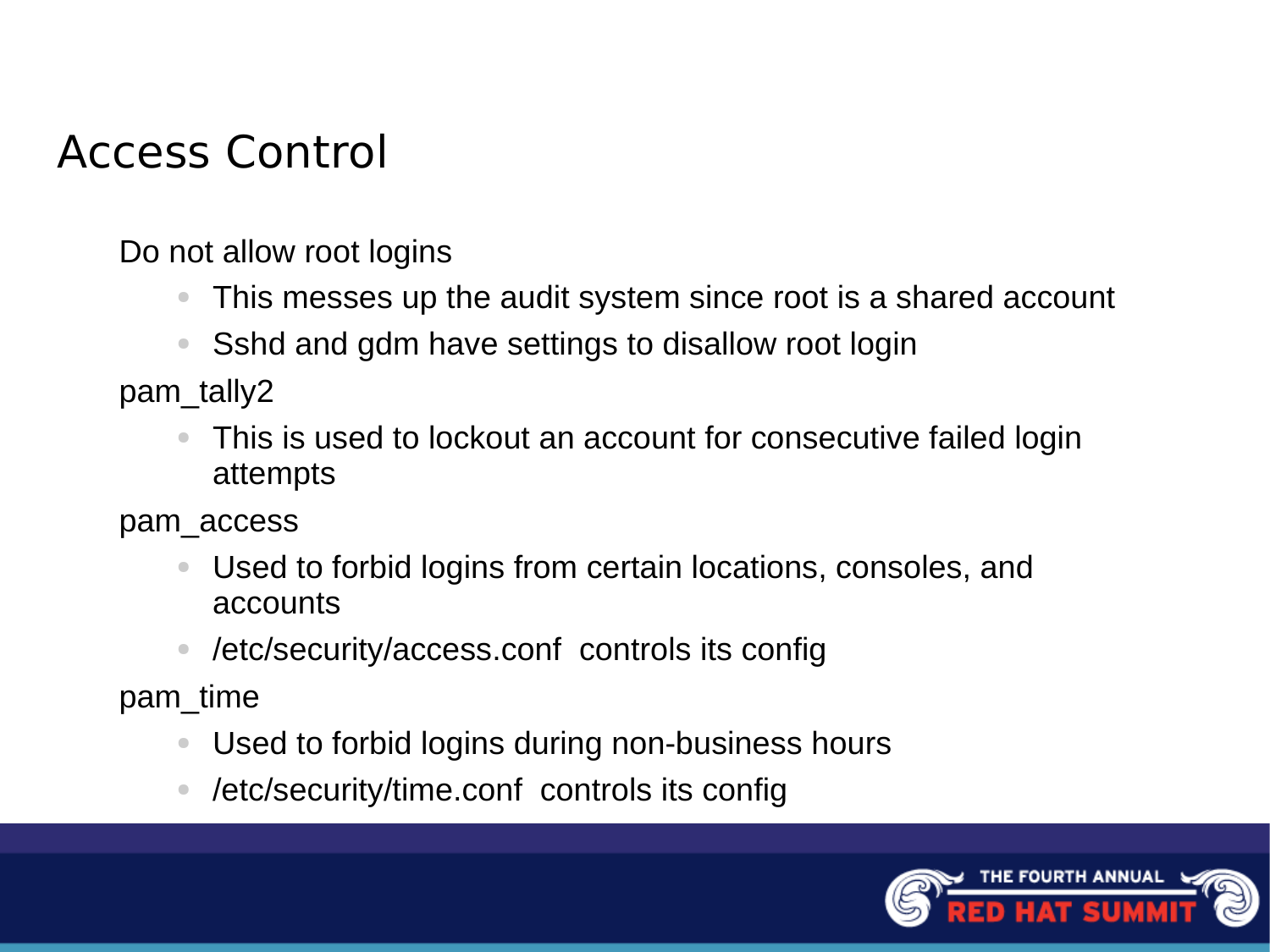# Access Control

Do not allow root logins

- This messes up the audit system since root is a shared account
- Sshd and gdm have settings to disallow root login

pam_tally2

- This is used to lockout an account for consecutive failed login attempts

pam_access

- Used to forbid logins from certain locations, consoles, and accounts
- /etc/security/access.conf controls its config

pam_time

- Used to forbid logins during non-business hours
- /etc/security/time.conf controls its config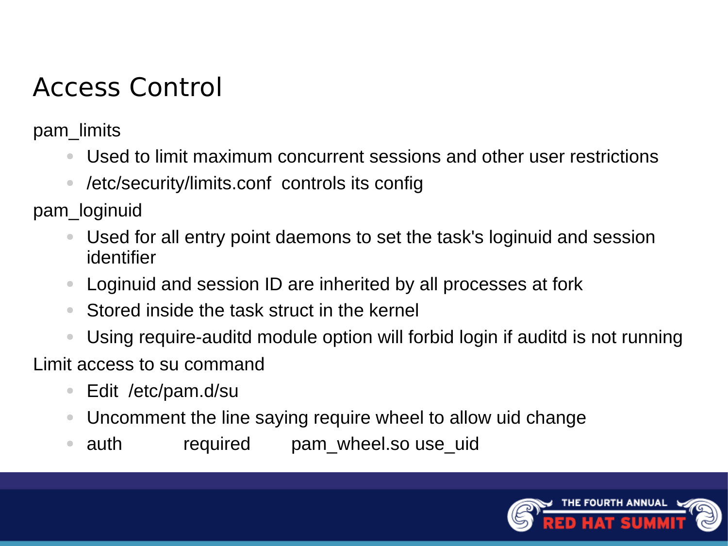# Access Control

pam_limits

- Used to limit maximum concurrent sessions and other user restrictions
- /etc/security/limits.conf controls its config

pam_loginuid

- Used for all entry point daemons to set the task's loginuid and session identifier
- Loginuid and session ID are inherited by all processes at fork
- Stored inside the task struct in the kernel
- Using require-auditd module option will forbid login if auditd is not running

Limit access to su command

- Edit /etc/pam.d/su
- Uncomment the line saying require wheel to allow uid change
- auth required pam_wheel.so use_uid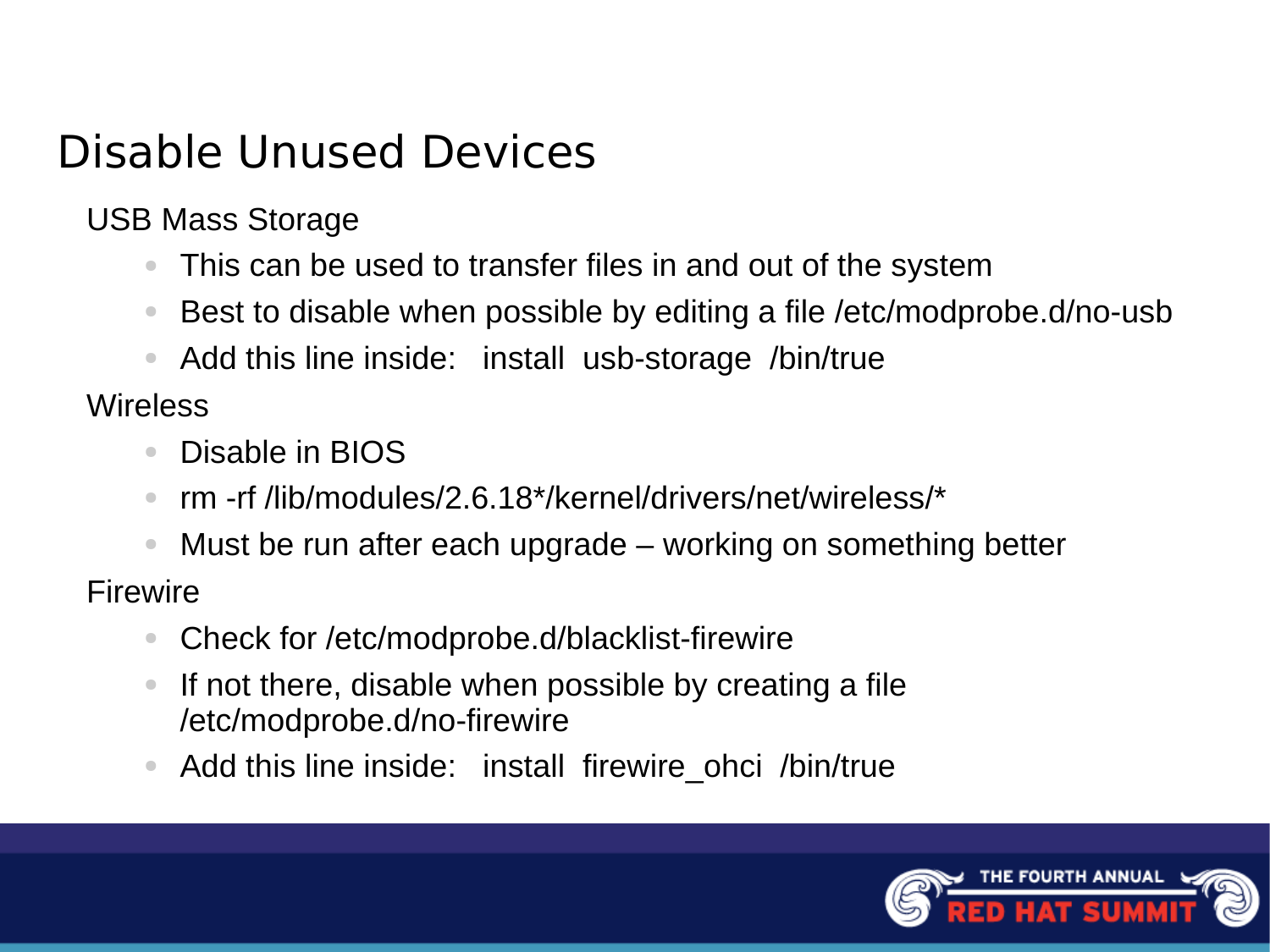# Disable Unused Devices

USB Mass Storage

- This can be used to transfer files in and out of the system
- Best to disable when possible by editing a file /etc/modprobe.d/no-usb
- Add this line inside:   install  usb-storage  /bin/true

Wireless

- Disable in BIOS
- rm -rf /lib/modules/2.6.18*/kernel/drivers/net/wireless/*
- Must be run after each upgrade – working on something better

Firewire

- Check for /etc/modprobe.d/blacklist-firewire
- If not there, disable when possible by creating a file /etc/modprobe.d/no-firewire
- Add this line inside:   install  firewire_ohci  /bin/true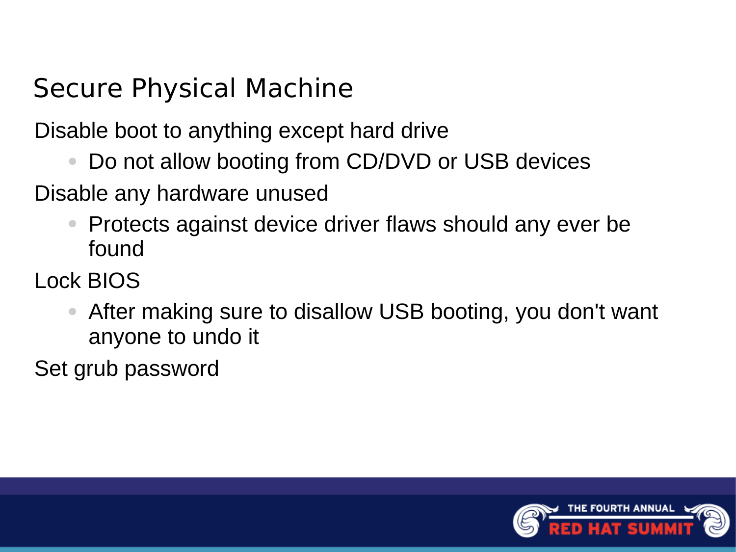# Secure Physical Machine

Disable boot to anything except hard drive

- Do not allow booting from CD/DVD or USB devices

Disable any hardware unused

- Protects against device driver flaws should any ever be found

Lock BIOS

- After making sure to disallow USB booting, you don't want anyone to undo it

Set grub password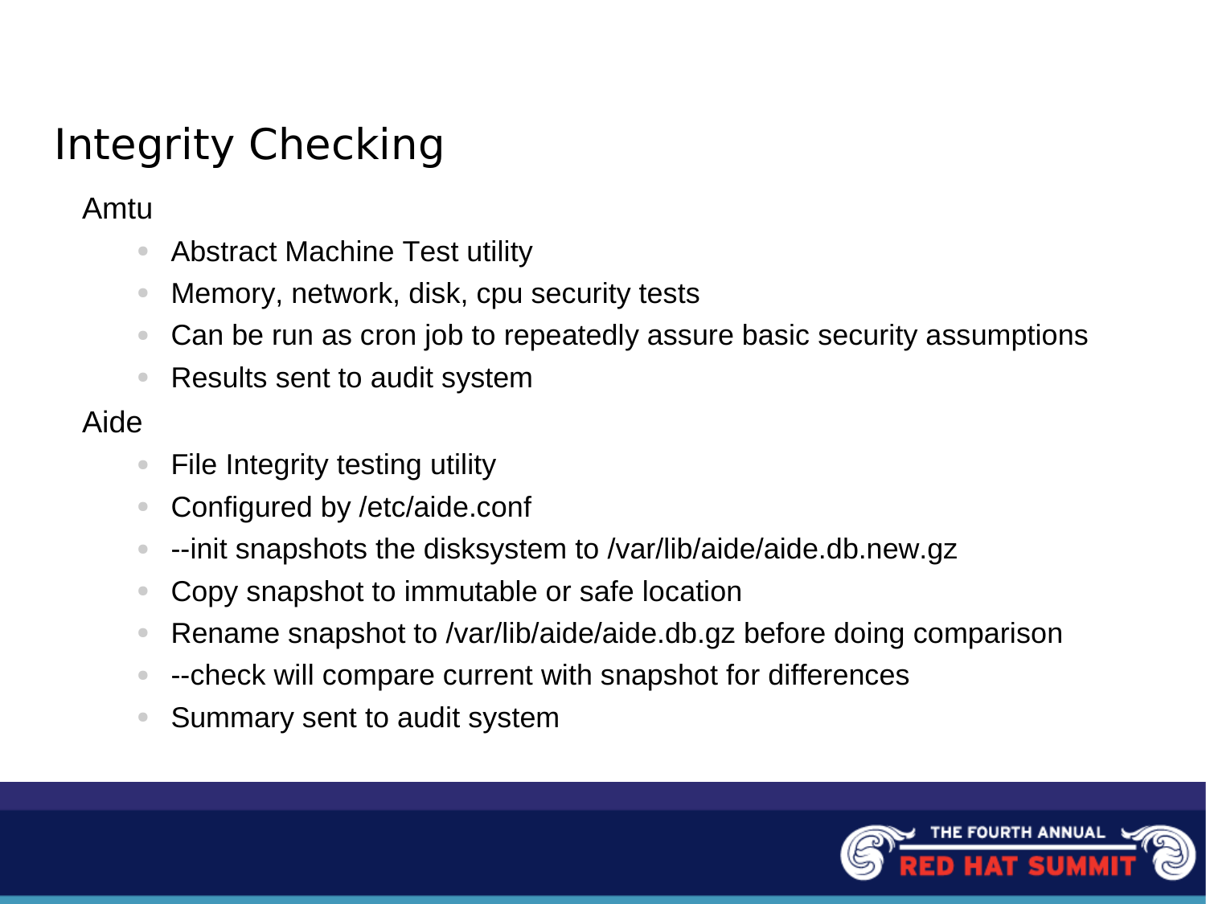# Integrity Checking

Amtu

- Abstract Machine Test utility
- Memory, network, disk, cpu security tests
- Can be run as cron job to repeatedly assure basic security assumptions
- Results sent to audit system

Aide

- File Integrity testing utility
- Configured by /etc/aide.conf
- --init snapshots the disksystem to /var/lib/aide/aide.db.new.gz
- Copy snapshot to immutable or safe location
- Rename snapshot to /var/lib/aide/aide.db.gz before doing comparison
- --check will compare current with snapshot for differences
- Summary sent to audit system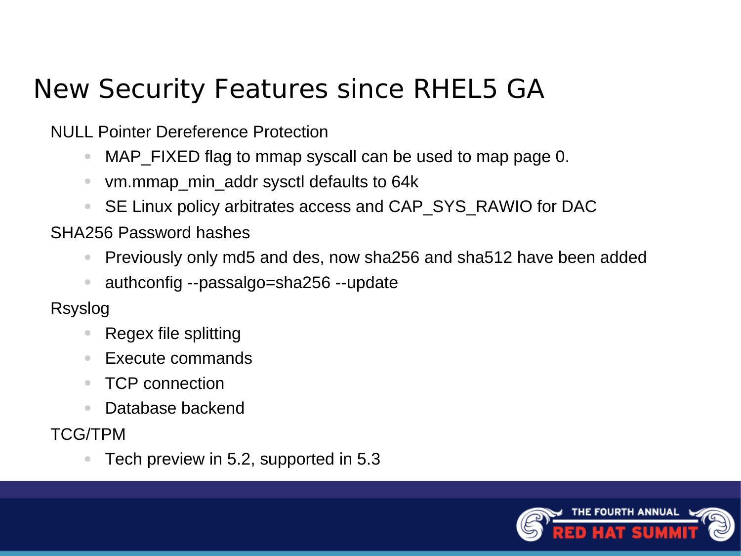# New Security Features since RHEL5 GA

NULL Pointer Dereference Protection

- MAP_FIXED flag to mmap syscall can be used to map page 0.
- vm.mmap_min_addr sysctl defaults to 64k
- SE Linux policy arbitrates access and CAP_SYS_RAWIO for DAC

SHA256 Password hashes

- Previously only md5 and des, now sha256 and sha512 have been added
- authconfig --passalgo=sha256 --update

Rsyslog

- Regex file splitting
- Execute commands
- TCP connection
- Database backend

TCG/TPM

- Tech preview in 5.2, supported in 5.3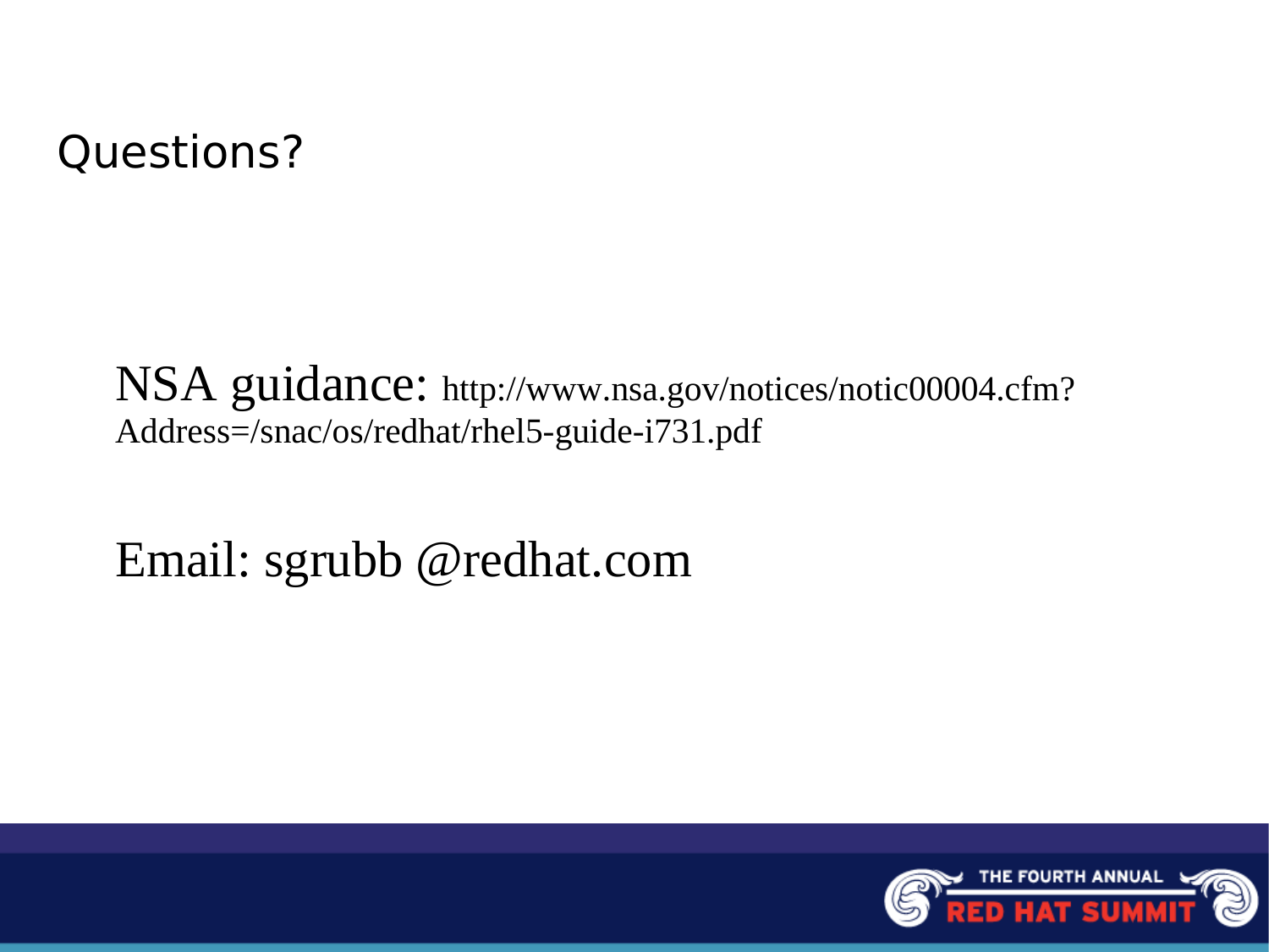# Questions?

NSA guidance: http://www.nsa.gov/notices/notic00004.cfm?Address=/snac/os/redhat/rhel5-guide-i731.pdf

Email: sgrubb @redhat.com